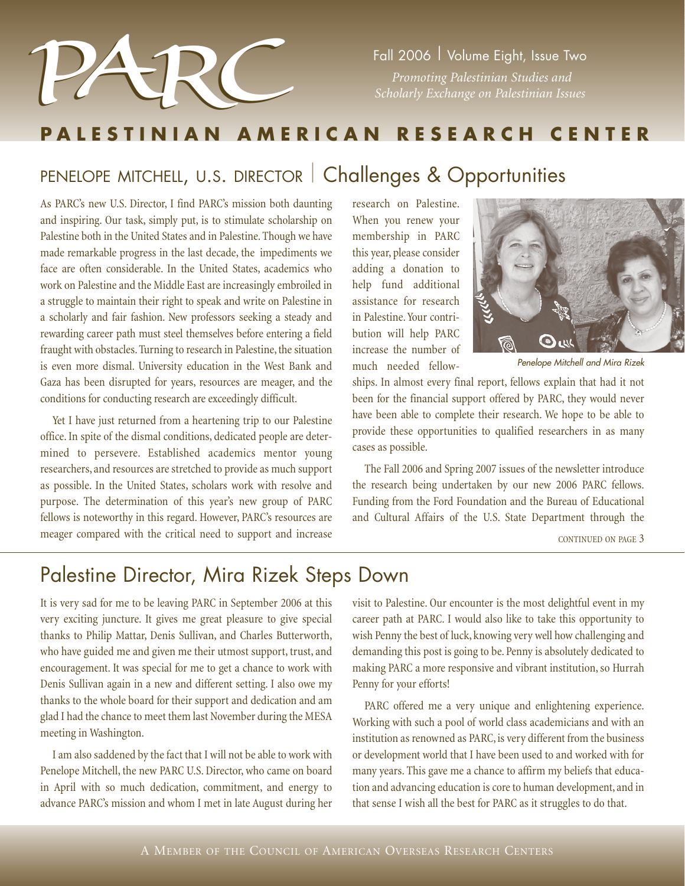# PARC

Fall 2006 | Volume Eight, Issue Two

*Promoting Palestinian Studies and Scholarly Exchange on Palestinian Issues*

**PALESTINIAN AMERICAN RESEARCH CENTER**

## PENELOPE MITCHELL, U.S. DIRECTOR | Challenges & Opportunities

As PARC's new U.S. Director, I find PARC's mission both daunting and inspiring. Our task, simply put, is to stimulate scholarship on Palestine both in the United States and in Palestine. Though we have made remarkable progress in the last decade, the impediments we face are often considerable. In the United States, academics who work on Palestine and the Middle East are increasingly embroiled in a struggle to maintain their right to speak and write on Palestine in a scholarly and fair fashion. New professors seeking a steady and rewarding career path must steel themselves before entering a field fraught with obstacles. Turning to research in Palestine, the situation is even more dismal. University education in the West Bank and Gaza has been disrupted for years, resources are meager, and the conditions for conducting research are exceedingly difficult.

Yet I have just returned from a heartening trip to our Palestine office. In spite of the dismal conditions, dedicated people are determined to persevere. Established academics mentor young researchers, and resources are stretched to provide as much support as possible. In the United States, scholars work with resolve and purpose. The determination of this year's new group of PARC fellows is noteworthy in this regard. However, PARC's resources are meager compared with the critical need to support and increase research on Palestine. When you renew your membership in PARC this year, please consider adding a donation to help fund additional assistance for research in Palestine. Your contribution will help PARC increase the number of much needed fellowships. In almost every final report, fellows explain that had it not been for the financial support offered by PARC, they would never have been able to complete their research. We hope to be able to provide these opportunities to qualified researchers in as many cases as possible.

*Penelope Mitchell and Mira Rizek*

The Fall 2006 and Spring 2007 issues of the newsletter introduce the research being undertaken by our new 2006 PARC fellows. Funding from the Ford Foundation and the Bureau of Educational and Cultural Affairs of the U.S. State Department through the

CONTINUED ON PAGE 3

## Palestine Director, Mira Rizek Steps Down

It is very sad for me to be leaving PARC in September 2006 at this very exciting juncture. It gives me great pleasure to give special thanks to Philip Mattar, Denis Sullivan, and Charles Butterworth, who have guided me and given me their utmost support, trust, and encouragement. It was special for me to get a chance to work with Denis Sullivan again in a new and different setting. I also owe my thanks to the whole board for their support and dedication and am glad I had the chance to meet them last November during the MESA meeting in Washington.

I am also saddened by the fact that I will not be able to work with Penelope Mitchell, the new PARC U.S. Director, who came on board in April with so much dedication, commitment, and energy to advance PARC's mission and whom I met in late August during her visit to Palestine. Our encounter is the most delightful event in my career path at PARC. I would also like to take this opportunity to wish Penny the best of luck, knowing very well how challenging and demanding this post is going to be. Penny is absolutely dedicated to making PARC a more responsive and vibrant institution, so Hurrah Penny for your efforts!

PARC offered me a very unique and enlightening experience. Working with such a pool of world class academicians and with an institution as renowned as PARC, is very different from the business or development world that I have been used to and worked with for many years. This gave me a chance to affirm my beliefs that education and advancing education is core to human development, and in that sense I wish all the best for PARC as it struggles to do that.

A MEMBER OF THE COUNCIL OF AMERICAN OVERSEAS RESEARCH CENTERS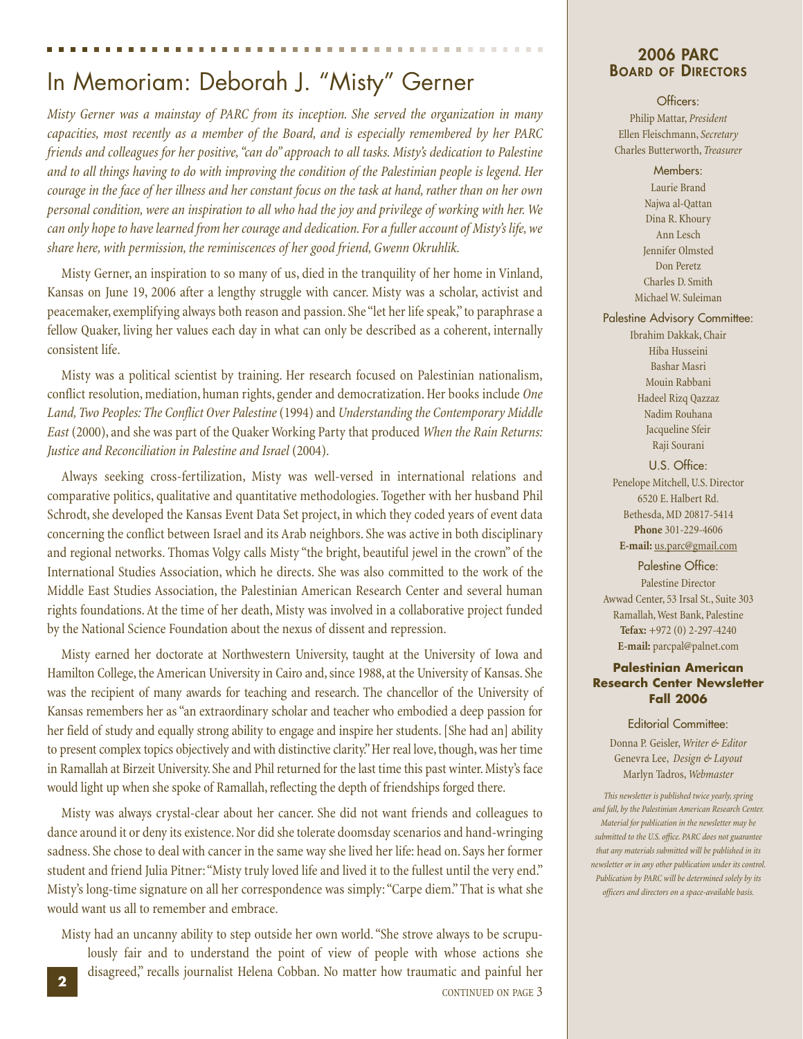# In Memoriam: Deborah J. "Misty" Gerner

*Misty Gerner was a mainstay of PARC from its inception. She served the organization in many capacities, most recently as a member of the Board, and is especially remembered by her PARC friends and colleagues for her positive, "can do" approach to all tasks. Misty's dedication to Palestine and to all things having to do with improving the condition of the Palestinian people is legend. Her courage in the face of her illness and her constant focus on the task at hand, rather than on her own personal condition, were an inspiration to all who had the joy and privilege of working with her. We can only hope to have learned from her courage and dedication. For a fuller account of Misty's life, we share here, with permission, the reminiscences of her good friend, Gwenn Okruhlik.*

Misty Gerner, an inspiration to so many of us, died in the tranquility of her home in Vinland, Kansas on June 19, 2006 after a lengthy struggle with cancer. Misty was a scholar, activist and peacemaker, exemplifying always both reason and passion. She "let her life speak," to paraphrase a fellow Quaker, living her values each day in what can only be described as a coherent, internally consistent life.

Misty was a political scientist by training. Her research focused on Palestinian nationalism, conflict resolution, mediation, human rights, gender and democratization. Her books include *One Land, Two Peoples: The Conflict Over Palestine* (1994) and *Understanding the Contemporary Middle East* (2000), and she was part of the Quaker Working Party that produced *When the Rain Returns: Justice and Reconciliation in Palestine and Israel* (2004).

Always seeking cross-fertilization, Misty was well-versed in international relations and comparative politics, qualitative and quantitative methodologies. Together with her husband Phil Schrodt, she developed the Kansas Event Data Set project, in which they coded years of event data concerning the conflict between Israel and its Arab neighbors. She was active in both disciplinary and regional networks. Thomas Volgy calls Misty "the bright, beautiful jewel in the crown" of the International Studies Association, which he directs. She was also committed to the work of the Middle East Studies Association, the Palestinian American Research Center and several human rights foundations. At the time of her death, Misty was involved in a collaborative project funded by the National Science Foundation about the nexus of dissent and repression.

Misty earned her doctorate at Northwestern University, taught at the University of Iowa and Hamilton College, the American University in Cairo and, since 1988, at the University of Kansas. She was the recipient of many awards for teaching and research. The chancellor of the University of Kansas remembers her as "an extraordinary scholar and teacher who embodied a deep passion for her field of study and equally strong ability to engage and inspire her students. [She had an] ability to present complex topics objectively and with distinctive clarity." Her real love, though, was her time in Ramallah at Birzeit University. She and Phil returned for the last time this past winter. Misty's face would light up when she spoke of Ramallah, reflecting the depth of friendships forged there.

Misty was always crystal-clear about her cancer. She did not want friends and colleagues to dance around it or deny its existence. Nor did she tolerate doomsday scenarios and hand-wringing sadness. She chose to deal with cancer in the same way she lived her life: head on. Says her former student and friend Julia Pitner: "Misty truly loved life and lived it to the fullest until the very end." Misty's long-time signature on all her correspondence was simply: "Carpe diem." That is what she would want us all to remember and embrace.

Misty had an uncanny ability to step outside her own world. "She strove always to be scrupulously fair and to understand the point of view of people with whose actions she disagreed," recalls journalist Helena Cobban. No matter how traumatic and painful her

CONTINUED ON PAGE 3

## 2006 PARC Board of Directors

**Officers:**

Philip Mattar, *President*
Ellen Fleischmann, *Secretary*
Charles Butterworth, *Treasurer*

**Members:**

Laurie Brand
Najwa al-Qattan
Dina R. Khoury
Ann Lesch
Jennifer Olmsted
Don Peretz
Charles D. Smith
Michael W. Suleiman

**Palestine Advisory Committee:**

Ibrahim Dakkak, Chair
Hiba Husseini
Bashar Masri
Mouin Rabbani
Hadeel Rizq Qazzaz
Nadim Rouhana
Jacqueline Sfeir
Raji Sourani

**U.S. Office:**

Penelope Mitchell, U.S. Director
6520 E. Halbert Rd.
Bethesda, MD 20817-5414
**Phone** 301-229-4606
**E-mail:** us.parc@gmail.com

**Palestine Office:**

Palestine Director
Awwad Center, 53 Irsal St., Suite 303
Ramallah, West Bank, Palestine
**Tefax:** +972 (0) 2-297-4240
**E-mail:** parcpal@palnet.com

**Palestinian American Research Center Newsletter Fall 2006**

**Editorial Committee:**

Donna P. Geisler, *Writer & Editor*
Genevra Lee, *Design & Layout*
Marlyn Tadros, *Webmaster*

*This newsletter is published twice yearly, spring and fall, by the Palestinian American Research Center. Material for publication in the newsletter may be submitted to the U.S. office. PARC does not guarantee that any materials submitted will be published in its newsletter or in any other publication under its control. Publication by PARC will be determined solely by its officers and directors on a space-available basis.*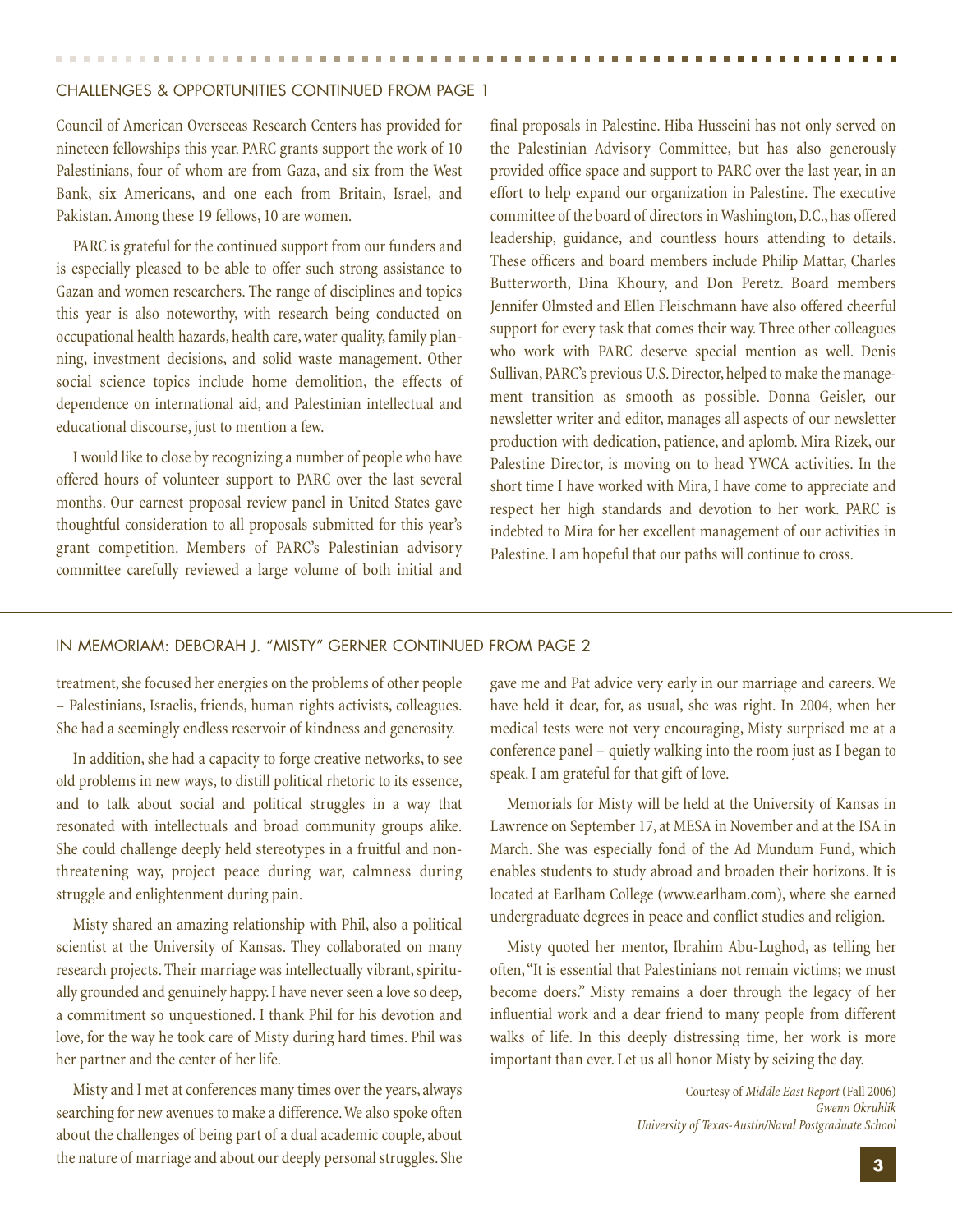## CHALLENGES & OPPORTUNITIES CONTINUED FROM PAGE 1

Council of American Overseeas Research Centers has provided for nineteen fellowships this year. PARC grants support the work of 10 Palestinians, four of whom are from Gaza, and six from the West Bank, six Americans, and one each from Britain, Israel, and Pakistan. Among these 19 fellows, 10 are women.

PARC is grateful for the continued support from our funders and is especially pleased to be able to offer such strong assistance to Gazan and women researchers. The range of disciplines and topics this year is also noteworthy, with research being conducted on occupational health hazards, health care, water quality, family planning, investment decisions, and solid waste management. Other social science topics include home demolition, the effects of dependence on international aid, and Palestinian intellectual and educational discourse, just to mention a few.

I would like to close by recognizing a number of people who have offered hours of volunteer support to PARC over the last several months. Our earnest proposal review panel in United States gave thoughtful consideration to all proposals submitted for this year's grant competition. Members of PARC's Palestinian advisory committee carefully reviewed a large volume of both initial and final proposals in Palestine. Hiba Husseini has not only served on the Palestinian Advisory Committee, but has also generously provided office space and support to PARC over the last year, in an effort to help expand our organization in Palestine. The executive committee of the board of directors in Washington, D.C., has offered leadership, guidance, and countless hours attending to details. These officers and board members include Philip Mattar, Charles Butterworth, Dina Khoury, and Don Peretz. Board members Jennifer Olmsted and Ellen Fleischmann have also offered cheerful support for every task that comes their way. Three other colleagues who work with PARC deserve special mention as well. Denis Sullivan, PARC's previous U.S. Director, helped to make the management transition as smooth as possible. Donna Geisler, our newsletter writer and editor, manages all aspects of our newsletter production with dedication, patience, and aplomb. Mira Rizek, our Palestine Director, is moving on to head YWCA activities. In the short time I have worked with Mira, I have come to appreciate and respect her high standards and devotion to her work. PARC is indebted to Mira for her excellent management of our activities in Palestine. I am hopeful that our paths will continue to cross.

## IN MEMORIAM: DEBORAH J. "MISTY" GERNER CONTINUED FROM PAGE 2

treatment, she focused her energies on the problems of other people – Palestinians, Israelis, friends, human rights activists, colleagues. She had a seemingly endless reservoir of kindness and generosity.

In addition, she had a capacity to forge creative networks, to see old problems in new ways, to distill political rhetoric to its essence, and to talk about social and political struggles in a way that resonated with intellectuals and broad community groups alike. She could challenge deeply held stereotypes in a fruitful and non-threatening way, project peace during war, calmness during struggle and enlightenment during pain.

Misty shared an amazing relationship with Phil, also a political scientist at the University of Kansas. They collaborated on many research projects. Their marriage was intellectually vibrant, spiritually grounded and genuinely happy. I have never seen a love so deep, a commitment so unquestioned. I thank Phil for his devotion and love, for the way he took care of Misty during hard times. Phil was her partner and the center of her life.

Misty and I met at conferences many times over the years, always searching for new avenues to make a difference. We also spoke often about the challenges of being part of a dual academic couple, about the nature of marriage and about our deeply personal struggles. She gave me and Pat advice very early in our marriage and careers. We have held it dear, for, as usual, she was right. In 2004, when her medical tests were not very encouraging, Misty surprised me at a conference panel – quietly walking into the room just as I began to speak. I am grateful for that gift of love.

Memorials for Misty will be held at the University of Kansas in Lawrence on September 17, at MESA in November and at the ISA in March. She was especially fond of the Ad Mundum Fund, which enables students to study abroad and broaden their horizons. It is located at Earlham College (www.earlham.com), where she earned undergraduate degrees in peace and conflict studies and religion.

Misty quoted her mentor, Ibrahim Abu-Lughod, as telling her often, "It is essential that Palestinians not remain victims; we must become doers." Misty remains a doer through the legacy of her influential work and a dear friend to many people from different walks of life. In this deeply distressing time, her work is more important than ever. Let us all honor Misty by seizing the day.

Courtesy of *Middle East Report* (Fall 2006)
*Gwenn Okruhlik*
*University of Texas-Austin/Naval Postgraduate School*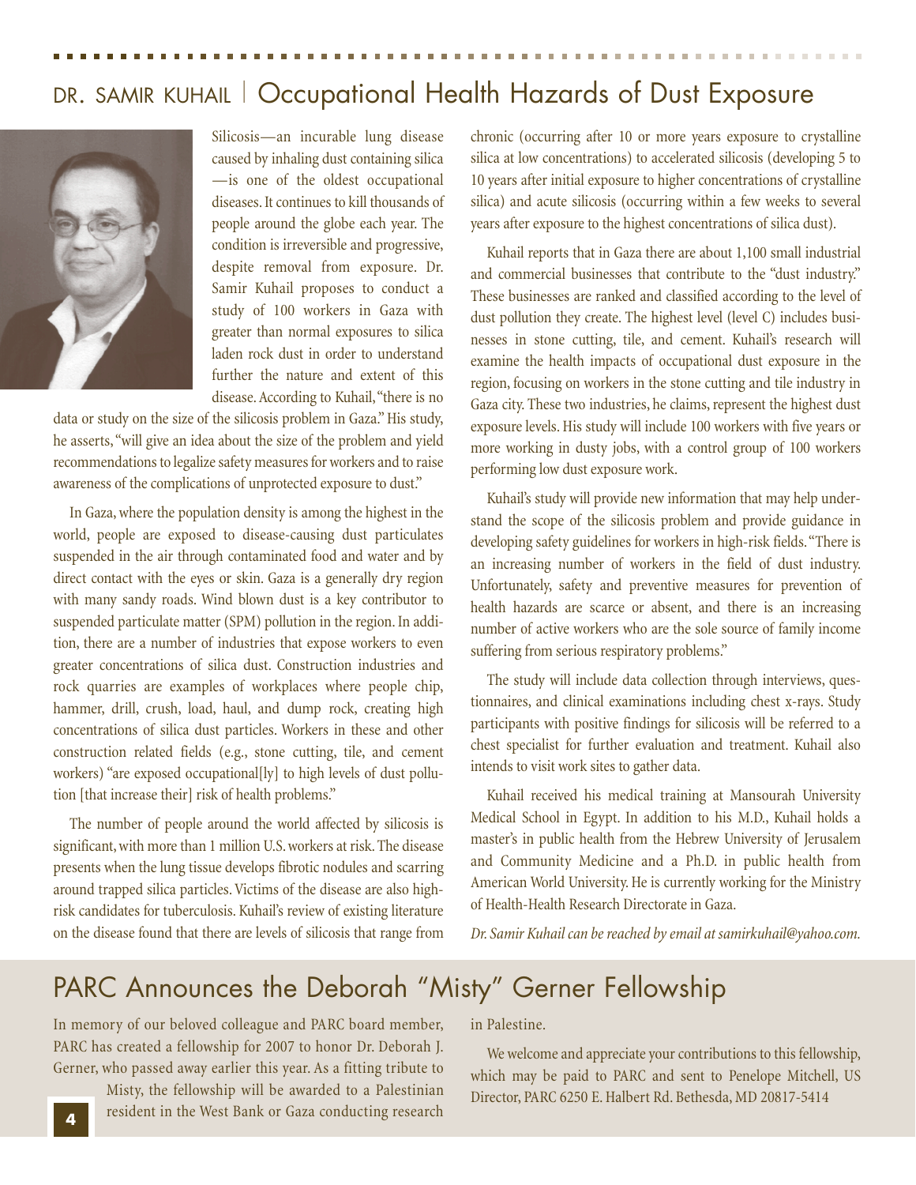## DR. SAMIR KUHAIL | Occupational Health Hazards of Dust Exposure

Silicosis—an incurable lung disease caused by inhaling dust containing silica—is one of the oldest occupational diseases. It continues to kill thousands of people around the globe each year. The condition is irreversible and progressive, despite removal from exposure. Dr. Samir Kuhail proposes to conduct a study of 100 workers in Gaza with greater than normal exposures to silica laden rock dust in order to understand further the nature and extent of this disease. According to Kuhail, "there is no data or study on the size of the silicosis problem in Gaza." His study, he asserts, "will give an idea about the size of the problem and yield recommendations to legalize safety measures for workers and to raise awareness of the complications of unprotected exposure to dust."

In Gaza, where the population density is among the highest in the world, people are exposed to disease-causing dust particulates suspended in the air through contaminated food and water and by direct contact with the eyes or skin. Gaza is a generally dry region with many sandy roads. Wind blown dust is a key contributor to suspended particulate matter (SPM) pollution in the region. In addition, there are a number of industries that expose workers to even greater concentrations of silica dust. Construction industries and rock quarries are examples of workplaces where people chip, hammer, drill, crush, load, haul, and dump rock, creating high concentrations of silica dust particles. Workers in these and other construction related fields (e.g., stone cutting, tile, and cement workers) "are exposed occupational[ly] to high levels of dust pollution [that increase their] risk of health problems."

The number of people around the world affected by silicosis is significant, with more than 1 million U.S. workers at risk. The disease presents when the lung tissue develops fibrotic nodules and scarring around trapped silica particles. Victims of the disease are also high-risk candidates for tuberculosis. Kuhail's review of existing literature on the disease found that there are levels of silicosis that range from chronic (occurring after 10 or more years exposure to crystalline silica at low concentrations) to accelerated silicosis (developing 5 to 10 years after initial exposure to higher concentrations of crystalline silica) and acute silicosis (occurring within a few weeks to several years after exposure to the highest concentrations of silica dust).

Kuhail reports that in Gaza there are about 1,100 small industrial and commercial businesses that contribute to the "dust industry." These businesses are ranked and classified according to the level of dust pollution they create. The highest level (level C) includes businesses in stone cutting, tile, and cement. Kuhail's research will examine the health impacts of occupational dust exposure in the region, focusing on workers in the stone cutting and tile industry in Gaza city. These two industries, he claims, represent the highest dust exposure levels. His study will include 100 workers with five years or more working in dusty jobs, with a control group of 100 workers performing low dust exposure work.

Kuhail's study will provide new information that may help understand the scope of the silicosis problem and provide guidance in developing safety guidelines for workers in high-risk fields. "There is an increasing number of workers in the field of dust industry. Unfortunately, safety and preventive measures for prevention of health hazards are scarce or absent, and there is an increasing number of active workers who are the sole source of family income suffering from serious respiratory problems."

The study will include data collection through interviews, questionnaires, and clinical examinations including chest x-rays. Study participants with positive findings for silicosis will be referred to a chest specialist for further evaluation and treatment. Kuhail also intends to visit work sites to gather data.

Kuhail received his medical training at Mansourah University Medical School in Egypt. In addition to his M.D., Kuhail holds a master's in public health from the Hebrew University of Jerusalem and Community Medicine and a Ph.D. in public health from American World University. He is currently working for the Ministry of Health-Health Research Directorate in Gaza.

*Dr. Samir Kuhail can be reached by email at samirkuhail@yahoo.com.*

## PARC Announces the Deborah "Misty" Gerner Fellowship

In memory of our beloved colleague and PARC board member, PARC has created a fellowship for 2007 to honor Dr. Deborah J. Gerner, who passed away earlier this year. As a fitting tribute to Misty, the fellowship will be awarded to a Palestinian resident in the West Bank or Gaza conducting research in Palestine.

We welcome and appreciate your contributions to this fellowship, which may be paid to PARC and sent to Penelope Mitchell, US Director, PARC 6250 E. Halbert Rd. Bethesda, MD 20817-5414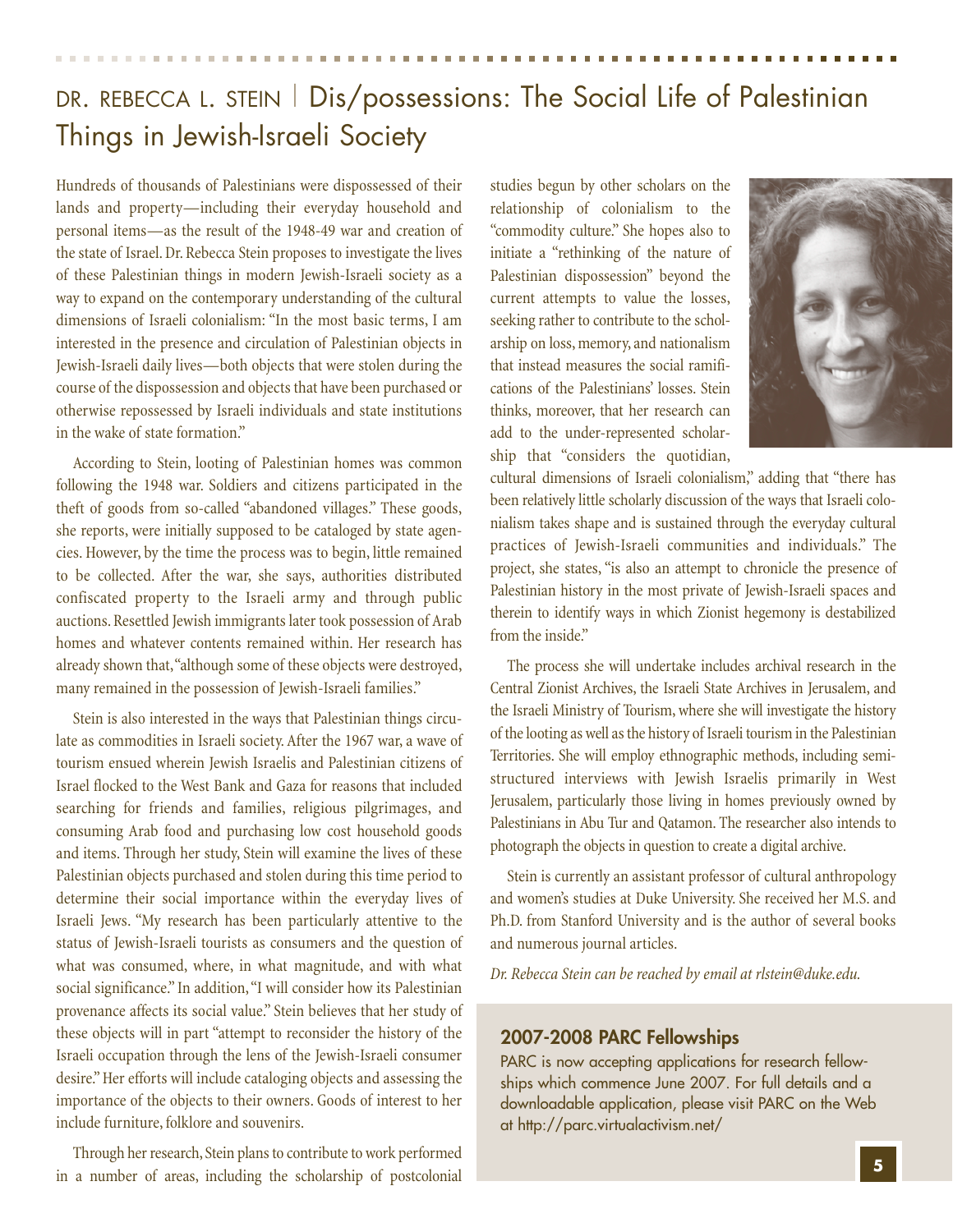# DR. REBECCA L. STEIN | Dis/possessions: The Social Life of Palestinian Things in Jewish-Israeli Society

Hundreds of thousands of Palestinians were dispossessed of their lands and property—including their everyday household and personal items—as the result of the 1948-49 war and creation of the state of Israel. Dr. Rebecca Stein proposes to investigate the lives of these Palestinian things in modern Jewish-Israeli society as a way to expand on the contemporary understanding of the cultural dimensions of Israeli colonialism: "In the most basic terms, I am interested in the presence and circulation of Palestinian objects in Jewish-Israeli daily lives—both objects that were stolen during the course of the dispossession and objects that have been purchased or otherwise repossessed by Israeli individuals and state institutions in the wake of state formation."

According to Stein, looting of Palestinian homes was common following the 1948 war. Soldiers and citizens participated in the theft of goods from so-called "abandoned villages." These goods, she reports, were initially supposed to be cataloged by state agencies. However, by the time the process was to begin, little remained to be collected. After the war, she says, authorities distributed confiscated property to the Israeli army and through public auctions. Resettled Jewish immigrants later took possession of Arab homes and whatever contents remained within. Her research has already shown that, "although some of these objects were destroyed, many remained in the possession of Jewish-Israeli families."

Stein is also interested in the ways that Palestinian things circulate as commodities in Israeli society. After the 1967 war, a wave of tourism ensued wherein Jewish Israelis and Palestinian citizens of Israel flocked to the West Bank and Gaza for reasons that included searching for friends and families, religious pilgrimages, and consuming Arab food and purchasing low cost household goods and items. Through her study, Stein will examine the lives of these Palestinian objects purchased and stolen during this time period to determine their social importance within the everyday lives of Israeli Jews. "My research has been particularly attentive to the status of Jewish-Israeli tourists as consumers and the question of what was consumed, where, in what magnitude, and with what social significance." In addition, "I will consider how its Palestinian provenance affects its social value." Stein believes that her study of these objects will in part "attempt to reconsider the history of the Israeli occupation through the lens of the Jewish-Israeli consumer desire." Her efforts will include cataloging objects and assessing the importance of the objects to their owners. Goods of interest to her include furniture, folklore and souvenirs.

Through her research, Stein plans to contribute to work performed in a number of areas, including the scholarship of postcolonial studies begun by other scholars on the relationship of colonialism to the "commodity culture." She hopes also to initiate a "rethinking of the nature of Palestinian dispossession" beyond the current attempts to value the losses, seeking rather to contribute to the scholarship on loss, memory, and nationalism that instead measures the social ramifications of the Palestinians' losses. Stein thinks, moreover, that her research can add to the under-represented scholarship that "considers the quotidian, cultural dimensions of Israeli colonialism," adding that "there has been relatively little scholarly discussion of the ways that Israeli colonialism takes shape and is sustained through the everyday cultural practices of Jewish-Israeli communities and individuals." The project, she states, "is also an attempt to chronicle the presence of Palestinian history in the most private of Jewish-Israeli spaces and therein to identify ways in which Zionist hegemony is destabilized from the inside."

The process she will undertake includes archival research in the Central Zionist Archives, the Israeli State Archives in Jerusalem, and the Israeli Ministry of Tourism, where she will investigate the history of the looting as well as the history of Israeli tourism in the Palestinian Territories. She will employ ethnographic methods, including semi-structured interviews with Jewish Israelis primarily in West Jerusalem, particularly those living in homes previously owned by Palestinians in Abu Tur and Qatamon. The researcher also intends to photograph the objects in question to create a digital archive.

Stein is currently an assistant professor of cultural anthropology and women's studies at Duke University. She received her M.S. and Ph.D. from Stanford University and is the author of several books and numerous journal articles.

*Dr. Rebecca Stein can be reached by email at rlstein@duke.edu.*

## 2007-2008 PARC Fellowships

PARC is now accepting applications for research fellowships which commence June 2007. For full details and a downloadable application, please visit PARC on the Web at http://parc.virtualactivism.net/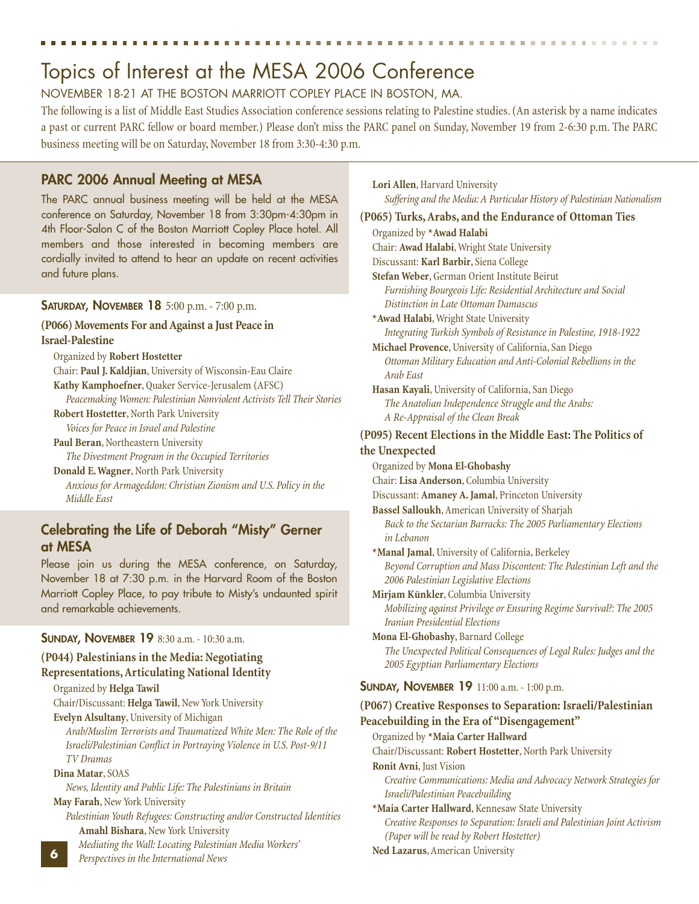# Topics of Interest at the MESA 2006 Conference

NOVEMBER 18-21 AT THE BOSTON MARRIOTT COPLEY PLACE IN BOSTON, MA.

The following is a list of Middle East Studies Association conference sessions relating to Palestine studies. (An asterisk by a name indicates a past or current PARC fellow or board member.) Please don't miss the PARC panel on Sunday, November 19 from 2-6:30 p.m. The PARC business meeting will be on Saturday, November 18 from 3:30-4:30 p.m.

## PARC 2006 Annual Meeting at MESA

The PARC annual business meeting will be held at the MESA conference on Saturday, November 18 from 3:30pm-4:30pm in 4th Floor-Salon C of the Boston Marriott Copley Place hotel. All members and those interested in becoming members are cordially invited to attend to hear an update on recent activities and future plans.

### SATURDAY, NOVEMBER 18 5:00 p.m. - 7:00 p.m.

**(P066) Movements For and Against a Just Peace in Israel-Palestine**

Organized by **Robert Hostetter**
Chair: **Paul J. Kaldjian**, University of Wisconsin-Eau Claire
**Kathy Kamphoefner**, Quaker Service-Jerusalem (AFSC)
*Peacemaking Women: Palestinian Nonviolent Activists Tell Their Stories*
**Robert Hostetter**, North Park University
*Voices for Peace in Israel and Palestine*
**Paul Beran**, Northeastern University
*The Divestment Program in the Occupied Territories*
**Donald E. Wagner**, North Park University
*Anxious for Armageddon: Christian Zionism and U.S. Policy in the Middle East*

## Celebrating the Life of Deborah "Misty" Gerner at MESA

Please join us during the MESA conference, on Saturday, November 18 at 7:30 p.m. in the Harvard Room of the Boston Marriott Copley Place, to pay tribute to Misty's undaunted spirit and remarkable achievements.

### SUNDAY, NOVEMBER 19 8:30 a.m. - 10:30 a.m.

**(P044) Palestinians in the Media: Negotiating Representations, Articulating National Identity**

Organized by **Helga Tawil**
Chair/Discussant: **Helga Tawil**, New York University
**Evelyn Alsultany**, University of Michigan
*Arab/Muslim Terrorists and Traumatized White Men: The Role of the Israeli/Palestinian Conflict in Portraying Violence in U.S. Post-9/11 TV Dramas*
**Dina Matar**, SOAS
*News, Identity and Public Life: The Palestinians in Britain*
**May Farah**, New York University
*Palestinian Youth Refugees: Constructing and/or Constructed Identities*
**Amahl Bishara**, New York University
*Mediating the Wall: Locating Palestinian Media Workers' Perspectives in the International News*
**Lori Allen**, Harvard University
*Suffering and the Media: A Particular History of Palestinian Nationalism*

**(P065) Turks, Arabs, and the Endurance of Ottoman Ties**

Organized by ***Awad Halabi**
Chair: **Awad Halabi**, Wright State University
Discussant: **Karl Barbir**, Siena College
**Stefan Weber**, German Orient Institute Beirut
*Furnishing Bourgeois Life: Residential Architecture and Social Distinction in Late Ottoman Damascus*
***Awad Halabi**, Wright State University
*Integrating Turkish Symbols of Resistance in Palestine, 1918-1922*
**Michael Provence**, University of California, San Diego
*Ottoman Military Education and Anti-Colonial Rebellions in the Arab East*
**Hasan Kayali**, University of California, San Diego
*The Anatolian Independence Struggle and the Arabs: A Re-Appraisal of the Clean Break*

**(P095) Recent Elections in the Middle East: The Politics of the Unexpected**

Organized by **Mona El-Ghobashy**
Chair: **Lisa Anderson**, Columbia University
Discussant: **Amaney A. Jamal**, Princeton University
**Bassel Salloukh**, American University of Sharjah
*Back to the Sectarian Barracks: The 2005 Parliamentary Elections in Lebanon*
***Manal Jamal**, University of California, Berkeley
*Beyond Corruption and Mass Discontent: The Palestinian Left and the 2006 Palestinian Legislative Elections*
**Mirjam Künkler**, Columbia University
*Mobilizing against Privilege or Ensuring Regime Survival?: The 2005 Iranian Presidential Elections*
**Mona El-Ghobashy**, Barnard College
*The Unexpected Political Consequences of Legal Rules: Judges and the 2005 Egyptian Parliamentary Elections*

### SUNDAY, NOVEMBER 19 11:00 a.m. - 1:00 p.m.

**(P067) Creative Responses to Separation: Israeli/Palestinian Peacebuilding in the Era of "Disengagement"**

Organized by ***Maia Carter Hallward**
Chair/Discussant: **Robert Hostetter**, North Park University
**Ronit Avni**, Just Vision
*Creative Communications: Media and Advocacy Network Strategies for Israeli/Palestinian Peacebuilding*
***Maia Carter Hallward**, Kennesaw State University
*Creative Responses to Separation: Israeli and Palestinian Joint Activism (Paper will be read by Robert Hostetter)*
**Ned Lazarus**, American University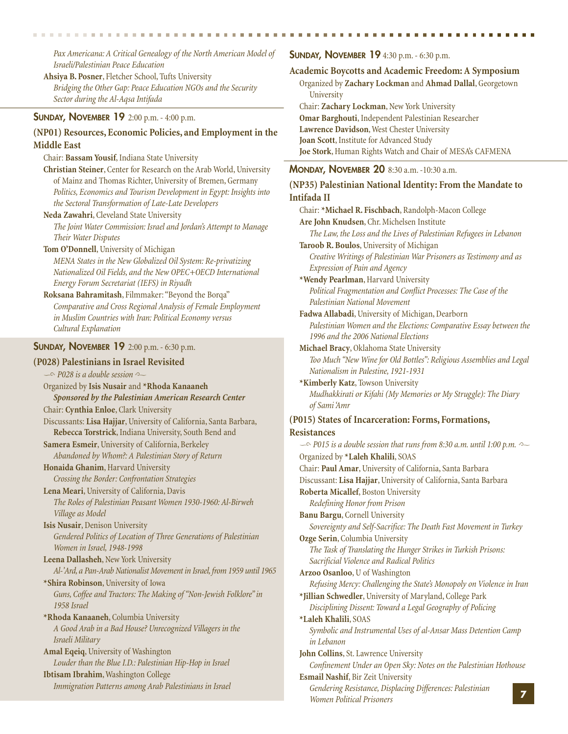*Pax Americana: A Critical Genealogy of the North American Model of Israeli/Palestinian Peace Education*

**Ahsiya B. Posner**, Fletcher School, Tufts University
*Bridging the Other Gap: Peace Education NGOs and the Security Sector during the Al-Aqsa Intifada*

## SUNDAY, NOVEMBER 19 2:00 p.m. - 4:00 p.m.

### (NP01) Resources, Economic Policies, and Employment in the Middle East

Chair: **Bassam Yousif**, Indiana State University

**Christian Steiner**, Center for Research on the Arab World, University of Mainz and Thomas Richter, University of Bremen, Germany
*Politics, Economics and Tourism Development in Egypt: Insights into the Sectoral Transformation of Late-Late Developers*

**Neda Zawahri**, Cleveland State University
*The Joint Water Commission: Israel and Jordan's Attempt to Manage Their Water Disputes*

**Tom O'Donnell**, University of Michigan
*MENA States in the New Globalized Oil System: Re-privatizing Nationalized Oil Fields, and the New OPEC+OECD International Energy Forum Secretariat (IEFS) in Riyadh*

**Roksana Bahramitash**, Filmmaker: "Beyond the Borqa"
*Comparative and Cross Regional Analysis of Female Employment in Muslim Countries with Iran: Political Economy versus Cultural Explanation*

## SUNDAY, NOVEMBER 19 2:00 p.m. - 6:30 p.m.

### (P028) Palestinians in Israel Revisited

*P028 is a double session*

Organized by **Isis Nusair** and ***Rhoda Kanaaneh**
***Sponsored by the Palestinian American Research Center***

Chair: **Cynthia Enloe**, Clark University

Discussants: **Lisa Hajjar**, University of California, Santa Barbara, **Rebecca Torstrick**, Indiana University, South Bend and

**Samera Esmeir**, University of California, Berkeley
*Abandoned by Whom?: A Palestinian Story of Return*

**Honaida Ghanim**, Harvard University
*Crossing the Border: Confrontation Strategies*

**Lena Meari**, University of California, Davis
*The Roles of Palestinian Peasant Women 1930-1960: Al-Birweh Village as Model*

**Isis Nusair**, Denison University
*Gendered Politics of Location of Three Generations of Palestinian Women in Israel, 1948-1998*

**Leena Dallasheh**, New York University
*Al-'Ard, a Pan-Arab Nationalist Movement in Israel, from 1959 until 1965*

***Shira Robinson**, University of Iowa
*Guns, Coffee and Tractors: The Making of "Non-Jewish Folklore" in 1958 Israel*

***Rhoda Kanaaneh**, Columbia University
*A Good Arab in a Bad House? Unrecognized Villagers in the Israeli Military*

**Amal Eqeiq**, University of Washington
*Louder than the Blue I.D.: Palestinian Hip-Hop in Israel*

**Ibtisam Ibrahim**, Washington College
*Immigration Patterns among Arab Palestinians in Israel*

## SUNDAY, NOVEMBER 19 4:30 p.m. - 6:30 p.m.

### Academic Boycotts and Academic Freedom: A Symposium

Organized by **Zachary Lockman** and **Ahmad Dallal**, Georgetown University

Chair: **Zachary Lockman**, New York University

**Omar Barghouti**, Independent Palestinian Researcher

**Lawrence Davidson**, West Chester University

**Joan Scott**, Institute for Advanced Study

**Joe Stork**, Human Rights Watch and Chair of MESA's CAFMENA

## MONDAY, NOVEMBER 20 8:30 a.m. -10:30 a.m.

### (NP35) Palestinian National Identity: From the Mandate to Intifada II

Chair: ***Michael R. Fischbach**, Randolph-Macon College

**Are John Knudsen**, Chr. Michelsen Institute
*The Law, the Loss and the Lives of Palestinian Refugees in Lebanon*

**Taroob R. Boulos**, University of Michigan
*Creative Writings of Palestinian War Prisoners as Testimony and as Expression of Pain and Agency*

***Wendy Pearlman**, Harvard University
*Political Fragmentation and Conflict Processes: The Case of the Palestinian National Movement*

**Fadwa Allabadi**, University of Michigan, Dearborn
*Palestinian Women and the Elections: Comparative Essay between the 1996 and the 2006 National Elections*

**Michael Bracy**, Oklahoma State University
*Too Much "New Wine for Old Bottles": Religious Assemblies and Legal Nationalism in Palestine, 1921-1931*

***Kimberly Katz**, Towson University
*Mudhakkirati or Kifahi (My Memories or My Struggle): The Diary of Sami 'Amr*

### (P015) States of Incarceration: Forms, Formations, Resistances

*P015 is a double session that runs from 8:30 a.m. until 1:00 p.m.*

Organized by ***Laleh Khalili**, SOAS

Chair: **Paul Amar**, University of California, Santa Barbara

Discussant: **Lisa Hajjar**, University of California, Santa Barbara

**Roberta Micallef**, Boston University
*Redefining Honor from Prison*

**Banu Bargu**, Cornell University
*Sovereignty and Self-Sacrifice: The Death Fast Movement in Turkey*

**Ozge Serin**, Columbia University
*The Task of Translating the Hunger Strikes in Turkish Prisons: Sacrificial Violence and Radical Politics*

**Arzoo Osanloo**, U of Washington
*Refusing Mercy: Challenging the State's Monopoly on Violence in Iran*

***Jillian Schwedler**, University of Maryland, College Park
*Disciplining Dissent: Toward a Legal Geography of Policing*

***Laleh Khalili**, SOAS
*Symbolic and Instrumental Uses of al-Ansar Mass Detention Camp in Lebanon*

**John Collins**, St. Lawrence University
*Confinement Under an Open Sky: Notes on the Palestinian Hothouse*

**Esmail Nashif**, Bir Zeit University
*Gendering Resistance, Displacing Differences: Palestinian Women Political Prisoners*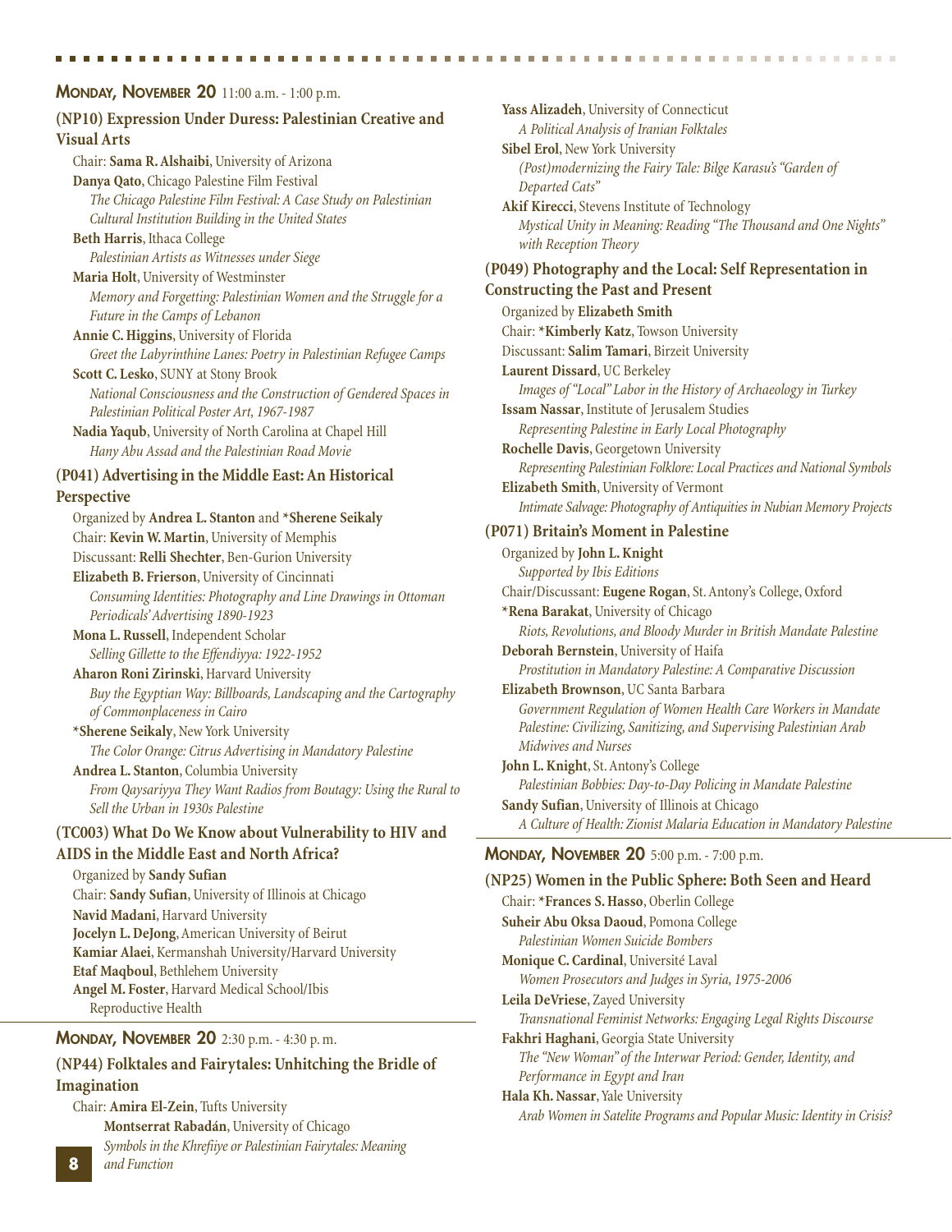## Monday, November 20 11:00 a.m. - 1:00 p.m.

### (NP10) Expression Under Duress: Palestinian Creative and Visual Arts

Chair: **Sama R. Alshaibi**, University of Arizona

**Danya Qato**, Chicago Palestine Film Festival
*The Chicago Palestine Film Festival: A Case Study on Palestinian Cultural Institution Building in the United States*

**Beth Harris**, Ithaca College
*Palestinian Artists as Witnesses under Siege*

**Maria Holt**, University of Westminster
*Memory and Forgetting: Palestinian Women and the Struggle for a Future in the Camps of Lebanon*

**Annie C. Higgins**, University of Florida
*Greet the Labyrinthine Lanes: Poetry in Palestinian Refugee Camps*

**Scott C. Lesko**, SUNY at Stony Brook
*National Consciousness and the Construction of Gendered Spaces in Palestinian Political Poster Art, 1967-1987*

**Nadia Yaqub**, University of North Carolina at Chapel Hill
*Hany Abu Assad and the Palestinian Road Movie*

### (P041) Advertising in the Middle East: An Historical Perspective

Organized by **Andrea L. Stanton** and ***Sherene Seikaly**

Chair: **Kevin W. Martin**, University of Memphis

Discussant: **Relli Shechter**, Ben-Gurion University

**Elizabeth B. Frierson**, University of Cincinnati
*Consuming Identities: Photography and Line Drawings in Ottoman Periodicals' Advertising 1890-1923*

**Mona L. Russell**, Independent Scholar
*Selling Gillette to the Effendiyya: 1922-1952*

**Aharon Roni Zirinski**, Harvard University
*Buy the Egyptian Way: Billboards, Landscaping and the Cartography of Commonplaceness in Cairo*

***Sherene Seikaly**, New York University
*The Color Orange: Citrus Advertising in Mandatory Palestine*

**Andrea L. Stanton**, Columbia University
*From Qaysariyya They Want Radios from Boutagy: Using the Rural to Sell the Urban in 1930s Palestine*

### (TC003) What Do We Know about Vulnerability to HIV and AIDS in the Middle East and North Africa?

Organized by **Sandy Sufian**

Chair: **Sandy Sufian**, University of Illinois at Chicago

**Navid Madani**, Harvard University

**Jocelyn L. DeJong**, American University of Beirut

**Kamiar Alaei**, Kermanshah University/Harvard University

**Etaf Maqboul**, Bethlehem University

**Angel M. Foster**, Harvard Medical School/Ibis Reproductive Health

## Monday, November 20 2:30 p.m. - 4:30 p. m.

### (NP44) Folktales and Fairytales: Unhitching the Bridle of Imagination

Chair: **Amira El-Zein**, Tufts University

**Montserrat Rabadán**, University of Chicago
*Symbols in the Khrefiiye or Palestinian Fairytales: Meaning and Function*

**Yass Alizadeh**, University of Connecticut
*A Political Analysis of Iranian Folktales*

**Sibel Erol**, New York University
*(Post)modernizing the Fairy Tale: Bilge Karasu's "Garden of Departed Cats"*

**Akif Kirecci**, Stevens Institute of Technology
*Mystical Unity in Meaning: Reading "The Thousand and One Nights" with Reception Theory*

### (P049) Photography and the Local: Self Representation in Constructing the Past and Present

Organized by **Elizabeth Smith**

Chair: ***Kimberly Katz**, Towson University

Discussant: **Salim Tamari**, Birzeit University

**Laurent Dissard**, UC Berkeley
*Images of "Local" Labor in the History of Archaeology in Turkey*

**Issam Nassar**, Institute of Jerusalem Studies
*Representing Palestine in Early Local Photography*

**Rochelle Davis**, Georgetown University
*Representing Palestinian Folklore: Local Practices and National Symbols*

**Elizabeth Smith**, University of Vermont
*Intimate Salvage: Photography of Antiquities in Nubian Memory Projects*

### (P071) Britain's Moment in Palestine

Organized by **John L. Knight**
*Supported by Ibis Editions*

Chair/Discussant: **Eugene Rogan**, St. Antony's College, Oxford

***Rena Barakat**, University of Chicago
*Riots, Revolutions, and Bloody Murder in British Mandate Palestine*

**Deborah Bernstein**, University of Haifa
*Prostitution in Mandatory Palestine: A Comparative Discussion*

**Elizabeth Brownson**, UC Santa Barbara
*Government Regulation of Women Health Care Workers in Mandate Palestine: Civilizing, Sanitizing, and Supervising Palestinian Arab Midwives and Nurses*

**John L. Knight**, St. Antony's College
*Palestinian Bobbies: Day-to-Day Policing in Mandate Palestine*

**Sandy Sufian**, University of Illinois at Chicago
*A Culture of Health: Zionist Malaria Education in Mandatory Palestine*

## Monday, November 20 5:00 p.m. - 7:00 p.m.

### (NP25) Women in the Public Sphere: Both Seen and Heard

Chair: ***Frances S. Hasso**, Oberlin College

**Suheir Abu Oksa Daoud**, Pomona College
*Palestinian Women Suicide Bombers*

**Monique C. Cardinal**, Université Laval
*Women Prosecutors and Judges in Syria, 1975-2006*

**Leila DeVriese**, Zayed University
*Transnational Feminist Networks: Engaging Legal Rights Discourse*

**Fakhri Haghani**, Georgia State University
*The "New Woman" of the Interwar Period: Gender, Identity, and Performance in Egypt and Iran*

**Hala Kh. Nassar**, Yale University
*Arab Women in Satelite Programs and Popular Music: Identity in Crisis?*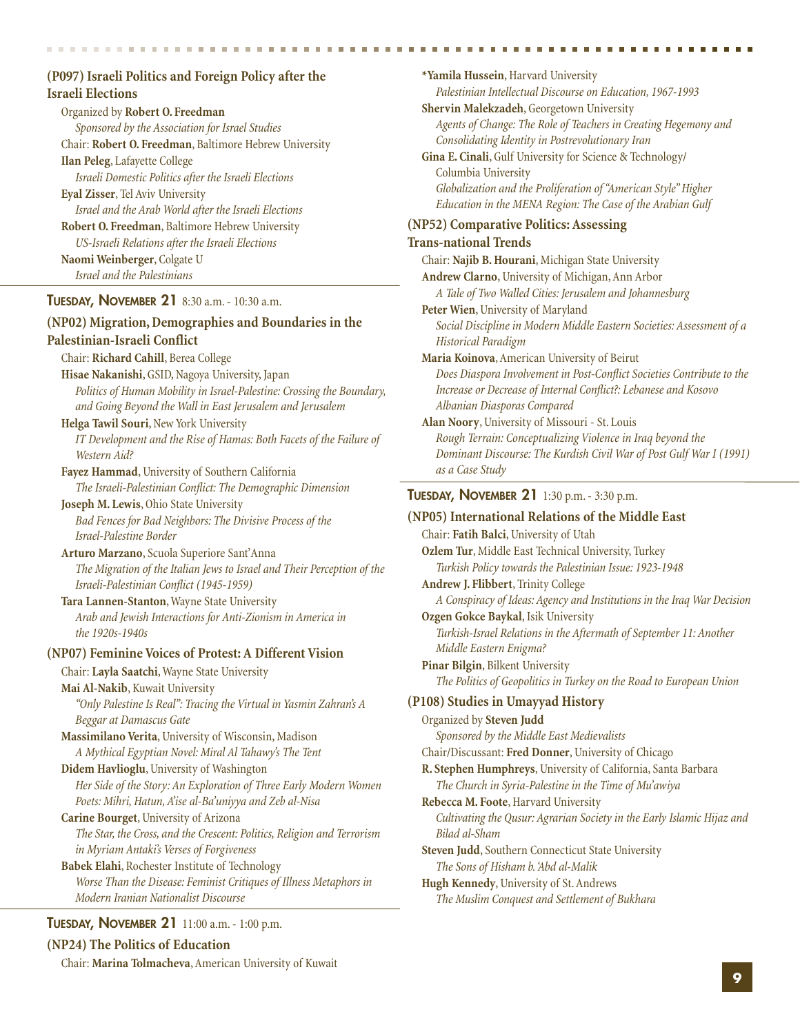### (P097) Israeli Politics and Foreign Policy after the Israeli Elections

Organized by **Robert O. Freedman**
*Sponsored by the Association for Israel Studies*
Chair: **Robert O. Freedman**, Baltimore Hebrew University
**Ilan Peleg**, Lafayette College
*Israeli Domestic Politics after the Israeli Elections*
**Eyal Zisser**, Tel Aviv University
*Israel and the Arab World after the Israeli Elections*
**Robert O. Freedman**, Baltimore Hebrew University
*US-Israeli Relations after the Israeli Elections*
**Naomi Weinberger**, Colgate U
*Israel and the Palestinians*

## Tuesday, November 21 8:30 a.m. - 10:30 a.m.

### (NP02) Migration, Demographies and Boundaries in the Palestinian-Israeli Conflict

Chair: **Richard Cahill**, Berea College
**Hisae Nakanishi**, GSID, Nagoya University, Japan
*Politics of Human Mobility in Israel-Palestine: Crossing the Boundary, and Going Beyond the Wall in East Jerusalem and Jerusalem*
**Helga Tawil Souri**, New York University
*IT Development and the Rise of Hamas: Both Facets of the Failure of Western Aid?*
**Fayez Hammad**, University of Southern California
*The Israeli-Palestinian Conflict: The Demographic Dimension*
**Joseph M. Lewis**, Ohio State University
*Bad Fences for Bad Neighbors: The Divisive Process of the Israel-Palestine Border*
**Arturo Marzano**, Scuola Superiore Sant'Anna
*The Migration of the Italian Jews to Israel and Their Perception of the Israeli-Palestinian Conflict (1945-1959)*
**Tara Lannen-Stanton**, Wayne State University
*Arab and Jewish Interactions for Anti-Zionism in America in the 1920s-1940s*

### (NP07) Feminine Voices of Protest: A Different Vision

Chair: **Layla Saatchi**, Wayne State University
**Mai Al-Nakib**, Kuwait University
*"Only Palestine Is Real": Tracing the Virtual in Yasmin Zahran's A Beggar at Damascus Gate*
**Massimilano Verita**, University of Wisconsin, Madison
*A Mythical Egyptian Novel: Miral Al Tahawy's The Tent*
**Didem Havlioglu**, University of Washington
*Her Side of the Story: An Exploration of Three Early Modern Women Poets: Mihri, Hatun, A'ise al-Ba'uniyya and Zeb al-Nisa*
**Carine Bourget**, University of Arizona
*The Star, the Cross, and the Crescent: Politics, Religion and Terrorism in Myriam Antaki's Verses of Forgiveness*
**Babek Elahi**, Rochester Institute of Technology
*Worse Than the Disease: Feminist Critiques of Illness Metaphors in Modern Iranian Nationalist Discourse*

## Tuesday, November 21 11:00 a.m. - 1:00 p.m.

### (NP24) The Politics of Education

Chair: **Marina Tolmacheva**, American University of Kuwait
***Yamila Hussein**, Harvard University
*Palestinian Intellectual Discourse on Education, 1967-1993*
**Shervin Malekzadeh**, Georgetown University
*Agents of Change: The Role of Teachers in Creating Hegemony and Consolidating Identity in Postrevolutionary Iran*
**Gina E. Cinali**, Gulf University for Science & Technology/ Columbia University
*Globalization and the Proliferation of "American Style" Higher Education in the MENA Region: The Case of the Arabian Gulf*

### (NP52) Comparative Politics: Assessing Trans-national Trends

Chair: **Najib B. Hourani**, Michigan State University
**Andrew Clarno**, University of Michigan, Ann Arbor
*A Tale of Two Walled Cities: Jerusalem and Johannesburg*
**Peter Wien**, University of Maryland
*Social Discipline in Modern Middle Eastern Societies: Assessment of a Historical Paradigm*
**Maria Koinova**, American University of Beirut
*Does Diaspora Involvement in Post-Conflict Societies Contribute to the Increase or Decrease of Internal Conflict?: Lebanese and Kosovo Albanian Diasporas Compared*
**Alan Noory**, University of Missouri - St. Louis
*Rough Terrain: Conceptualizing Violence in Iraq beyond the Dominant Discourse: The Kurdish Civil War of Post Gulf War I (1991) as a Case Study*

## Tuesday, November 21 1:30 p.m. - 3:30 p.m.

### (NP05) International Relations of the Middle East

Chair: **Fatih Balci**, University of Utah
**Ozlem Tur**, Middle East Technical University, Turkey
*Turkish Policy towards the Palestinian Issue: 1923-1948*
**Andrew J. Flibbert**, Trinity College
*A Conspiracy of Ideas: Agency and Institutions in the Iraq War Decision*
**Ozgen Gokce Baykal**, Isik University
*Turkish-Israel Relations in the Aftermath of September 11: Another Middle Eastern Enigma?*
**Pinar Bilgin**, Bilkent University
*The Politics of Geopolitics in Turkey on the Road to European Union*

### (P108) Studies in Umayyad History

Organized by **Steven Judd**
*Sponsored by the Middle East Medievalists*
Chair/Discussant: **Fred Donner**, University of Chicago
**R. Stephen Humphreys**, University of California, Santa Barbara
*The Church in Syria-Palestine in the Time of Mu'awiya*
**Rebecca M. Foote**, Harvard University
*Cultivating the Qusur: Agrarian Society in the Early Islamic Hijaz and Bilad al-Sham*
**Steven Judd**, Southern Connecticut State University
*The Sons of Hisham b. 'Abd al-Malik*
**Hugh Kennedy**, University of St. Andrews
*The Muslim Conquest and Settlement of Bukhara*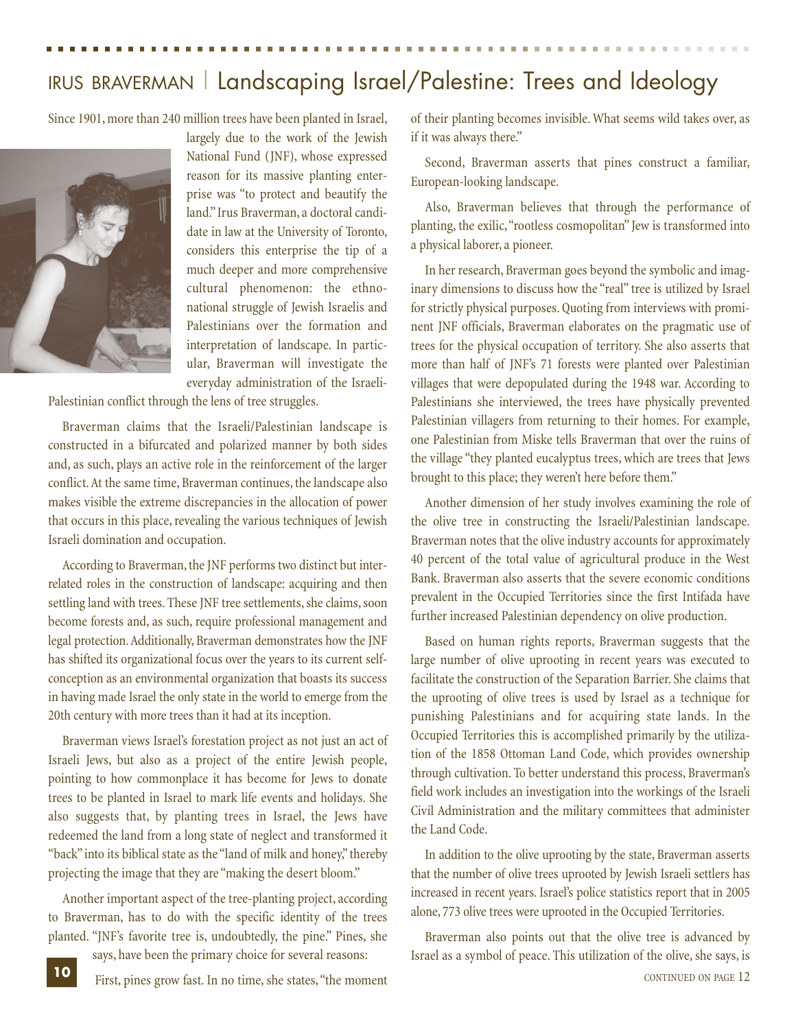# IRUS BRAVERMAN | Landscaping Israel/Palestine: Trees and Ideology

Since 1901, more than 240 million trees have been planted in Israel, largely due to the work of the Jewish National Fund (JNF), whose expressed reason for its massive planting enterprise was "to protect and beautify the land." Irus Braverman, a doctoral candidate in law at the University of Toronto, considers this enterprise the tip of a much deeper and more comprehensive cultural phenomenon: the ethno-national struggle of Jewish Israelis and Palestinians over the formation and interpretation of landscape. In particular, Braverman will investigate the everyday administration of the Israeli-Palestinian conflict through the lens of tree struggles.

Braverman claims that the Israeli/Palestinian landscape is constructed in a bifurcated and polarized manner by both sides and, as such, plays an active role in the reinforcement of the larger conflict. At the same time, Braverman continues, the landscape also makes visible the extreme discrepancies in the allocation of power that occurs in this place, revealing the various techniques of Jewish Israeli domination and occupation.

According to Braverman, the JNF performs two distinct but interrelated roles in the construction of landscape: acquiring and then settling land with trees. These JNF tree settlements, she claims, soon become forests and, as such, require professional management and legal protection. Additionally, Braverman demonstrates how the JNF has shifted its organizational focus over the years to its current self-conception as an environmental organization that boasts its success in having made Israel the only state in the world to emerge from the 20th century with more trees than it had at its inception.

Braverman views Israel's forestation project as not just an act of Israeli Jews, but also as a project of the entire Jewish people, pointing to how commonplace it has become for Jews to donate trees to be planted in Israel to mark life events and holidays. She also suggests that, by planting trees in Israel, the Jews have redeemed the land from a long state of neglect and transformed it "back" into its biblical state as the "land of milk and honey," thereby projecting the image that they are "making the desert bloom."

Another important aspect of the tree-planting project, according to Braverman, has to do with the specific identity of the trees planted. "JNF's favorite tree is, undoubtedly, the pine." Pines, she says, have been the primary choice for several reasons:

First, pines grow fast. In no time, she states, "the moment of their planting becomes invisible. What seems wild takes over, as if it was always there."

Second, Braverman asserts that pines construct a familiar, European-looking landscape.

Also, Braverman believes that through the performance of planting, the exilic, "rootless cosmopolitan" Jew is transformed into a physical laborer, a pioneer.

In her research, Braverman goes beyond the symbolic and imaginary dimensions to discuss how the "real" tree is utilized by Israel for strictly physical purposes. Quoting from interviews with prominent JNF officials, Braverman elaborates on the pragmatic use of trees for the physical occupation of territory. She also asserts that more than half of JNF's 71 forests were planted over Palestinian villages that were depopulated during the 1948 war. According to Palestinians she interviewed, the trees have physically prevented Palestinian villagers from returning to their homes. For example, one Palestinian from Miske tells Braverman that over the ruins of the village "they planted eucalyptus trees, which are trees that Jews brought to this place; they weren't here before them."

Another dimension of her study involves examining the role of the olive tree in constructing the Israeli/Palestinian landscape. Braverman notes that the olive industry accounts for approximately 40 percent of the total value of agricultural produce in the West Bank. Braverman also asserts that the severe economic conditions prevalent in the Occupied Territories since the first Intifada have further increased Palestinian dependency on olive production.

Based on human rights reports, Braverman suggests that the large number of olive uprooting in recent years was executed to facilitate the construction of the Separation Barrier. She claims that the uprooting of olive trees is used by Israel as a technique for punishing Palestinians and for acquiring state lands. In the Occupied Territories this is accomplished primarily by the utilization of the 1858 Ottoman Land Code, which provides ownership through cultivation. To better understand this process, Braverman's field work includes an investigation into the workings of the Israeli Civil Administration and the military committees that administer the Land Code.

In addition to the olive uprooting by the state, Braverman asserts that the number of olive trees uprooted by Jewish Israeli settlers has increased in recent years. Israel's police statistics report that in 2005 alone, 773 olive trees were uprooted in the Occupied Territories.

Braverman also points out that the olive tree is advanced by Israel as a symbol of peace. This utilization of the olive, she says, is

CONTINUED ON PAGE 12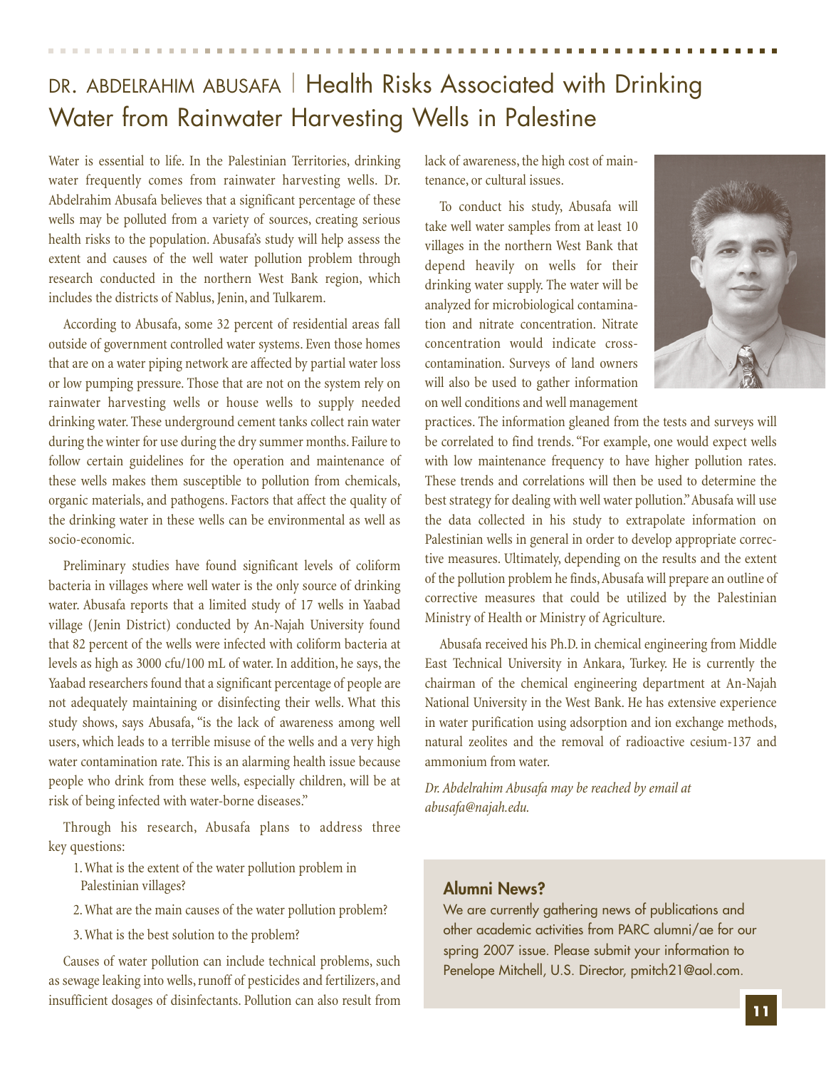# DR. ABDELRAHIM ABUSAFA | Health Risks Associated with Drinking Water from Rainwater Harvesting Wells in Palestine

Water is essential to life. In the Palestinian Territories, drinking water frequently comes from rainwater harvesting wells. Dr. Abdelrahim Abusafa believes that a significant percentage of these wells may be polluted from a variety of sources, creating serious health risks to the population. Abusafa's study will help assess the extent and causes of the well water pollution problem through research conducted in the northern West Bank region, which includes the districts of Nablus, Jenin, and Tulkarem.

According to Abusafa, some 32 percent of residential areas fall outside of government controlled water systems. Even those homes that are on a water piping network are affected by partial water loss or low pumping pressure. Those that are not on the system rely on rainwater harvesting wells or house wells to supply needed drinking water. These underground cement tanks collect rain water during the winter for use during the dry summer months. Failure to follow certain guidelines for the operation and maintenance of these wells makes them susceptible to pollution from chemicals, organic materials, and pathogens. Factors that affect the quality of the drinking water in these wells can be environmental as well as socio-economic.

Preliminary studies have found significant levels of coliform bacteria in villages where well water is the only source of drinking water. Abusafa reports that a limited study of 17 wells in Yaabad village (Jenin District) conducted by An-Najah University found that 82 percent of the wells were infected with coliform bacteria at levels as high as 3000 cfu/100 mL of water. In addition, he says, the Yaabad researchers found that a significant percentage of people are not adequately maintaining or disinfecting their wells. What this study shows, says Abusafa, "is the lack of awareness among well users, which leads to a terrible misuse of the wells and a very high water contamination rate. This is an alarming health issue because people who drink from these wells, especially children, will be at risk of being infected with water-borne diseases."

Through his research, Abusafa plans to address three key questions:

1. What is the extent of the water pollution problem in Palestinian villages?
2. What are the main causes of the water pollution problem?
3. What is the best solution to the problem?

Causes of water pollution can include technical problems, such as sewage leaking into wells, runoff of pesticides and fertilizers, and insufficient dosages of disinfectants. Pollution can also result from lack of awareness, the high cost of maintenance, or cultural issues.

To conduct his study, Abusafa will take well water samples from at least 10 villages in the northern West Bank that depend heavily on wells for their drinking water supply. The water will be analyzed for microbiological contamination and nitrate concentration. Nitrate concentration would indicate cross-contamination. Surveys of land owners will also be used to gather information on well conditions and well management practices. The information gleaned from the tests and surveys will be correlated to find trends. "For example, one would expect wells with low maintenance frequency to have higher pollution rates. These trends and correlations will then be used to determine the best strategy for dealing with well water pollution." Abusafa will use the data collected in his study to extrapolate information on Palestinian wells in general in order to develop appropriate corrective measures. Ultimately, depending on the results and the extent of the pollution problem he finds, Abusafa will prepare an outline of corrective measures that could be utilized by the Palestinian Ministry of Health or Ministry of Agriculture.

Abusafa received his Ph.D. in chemical engineering from Middle East Technical University in Ankara, Turkey. He is currently the chairman of the chemical engineering department at An-Najah National University in the West Bank. He has extensive experience in water purification using adsorption and ion exchange methods, natural zeolites and the removal of radioactive cesium-137 and ammonium from water.

*Dr. Abdelrahim Abusafa may be reached by email at abusafa@najah.edu.*

**Alumni News?**

We are currently gathering news of publications and other academic activities from PARC alumni/ae for our spring 2007 issue. Please submit your information to Penelope Mitchell, U.S. Director, pmitch21@aol.com.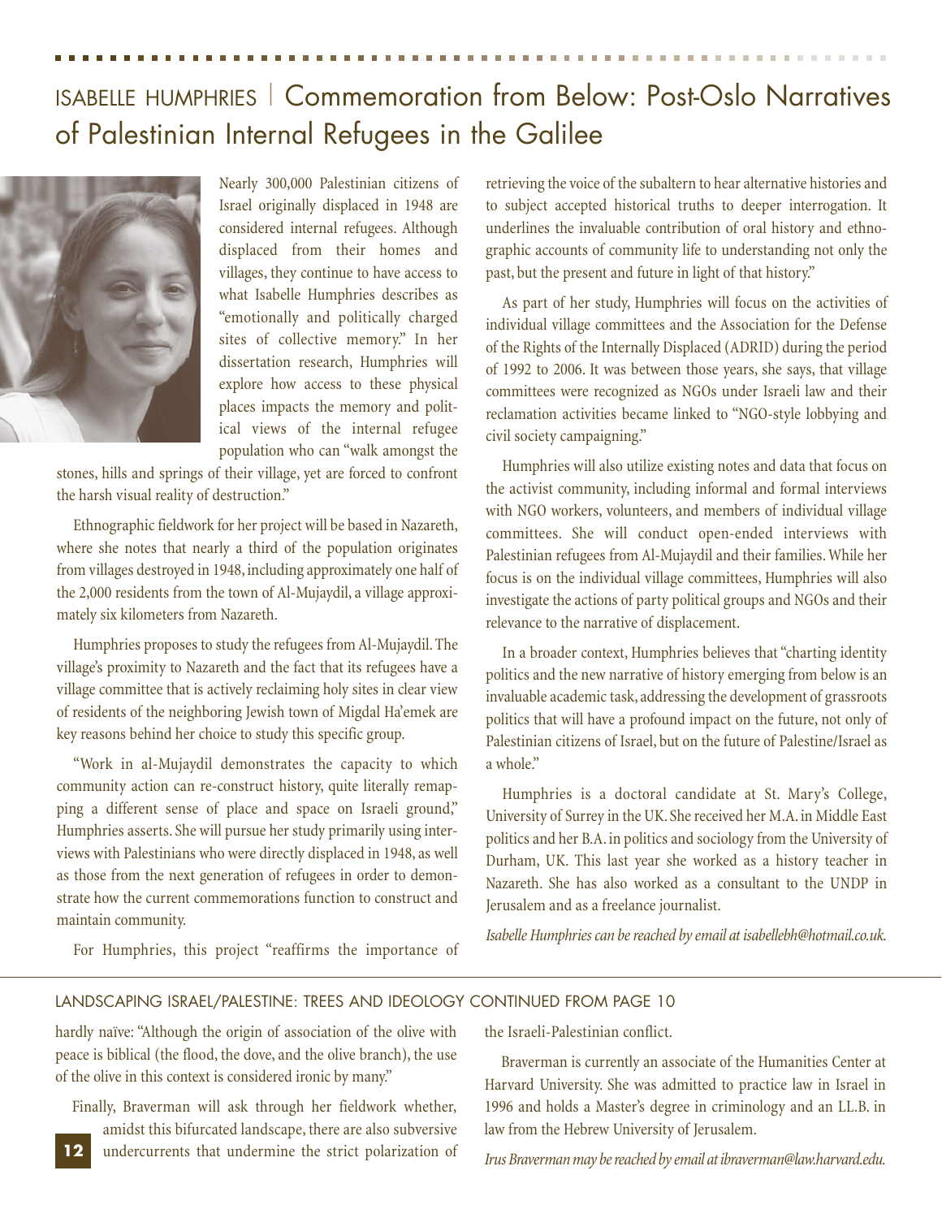# ISABELLE HUMPHRIES | Commemoration from Below: Post-Oslo Narratives of Palestinian Internal Refugees in the Galilee

Nearly 300,000 Palestinian citizens of Israel originally displaced in 1948 are considered internal refugees. Although displaced from their homes and villages, they continue to have access to what Isabelle Humphries describes as "emotionally and politically charged sites of collective memory." In her dissertation research, Humphries will explore how access to these physical places impacts the memory and political views of the internal refugee population who can "walk amongst the stones, hills and springs of their village, yet are forced to confront the harsh visual reality of destruction."

Ethnographic fieldwork for her project will be based in Nazareth, where she notes that nearly a third of the population originates from villages destroyed in 1948, including approximately one half of the 2,000 residents from the town of Al-Mujaydil, a village approximately six kilometers from Nazareth.

Humphries proposes to study the refugees from Al-Mujaydil. The village's proximity to Nazareth and the fact that its refugees have a village committee that is actively reclaiming holy sites in clear view of residents of the neighboring Jewish town of Migdal Ha'emek are key reasons behind her choice to study this specific group.

"Work in al-Mujaydil demonstrates the capacity to which community action can re-construct history, quite literally remapping a different sense of place and space on Israeli ground," Humphries asserts. She will pursue her study primarily using interviews with Palestinians who were directly displaced in 1948, as well as those from the next generation of refugees in order to demonstrate how the current commemorations function to construct and maintain community.

For Humphries, this project "reaffirms the importance of retrieving the voice of the subaltern to hear alternative histories and to subject accepted historical truths to deeper interrogation. It underlines the invaluable contribution of oral history and ethnographic accounts of community life to understanding not only the past, but the present and future in light of that history."

As part of her study, Humphries will focus on the activities of individual village committees and the Association for the Defense of the Rights of the Internally Displaced (ADRID) during the period of 1992 to 2006. It was between those years, she says, that village committees were recognized as NGOs under Israeli law and their reclamation activities became linked to "NGO-style lobbying and civil society campaigning."

Humphries will also utilize existing notes and data that focus on the activist community, including informal and formal interviews with NGO workers, volunteers, and members of individual village committees. She will conduct open-ended interviews with Palestinian refugees from Al-Mujaydil and their families. While her focus is on the individual village committees, Humphries will also investigate the actions of party political groups and NGOs and their relevance to the narrative of displacement.

In a broader context, Humphries believes that "charting identity politics and the new narrative of history emerging from below is an invaluable academic task, addressing the development of grassroots politics that will have a profound impact on the future, not only of Palestinian citizens of Israel, but on the future of Palestine/Israel as a whole."

Humphries is a doctoral candidate at St. Mary's College, University of Surrey in the UK. She received her M.A. in Middle East politics and her B.A. in politics and sociology from the University of Durham, UK. This last year she worked as a history teacher in Nazareth. She has also worked as a consultant to the UNDP in Jerusalem and as a freelance journalist.

*Isabelle Humphries can be reached by email at isabellebh@hotmail.co.uk.*

---

LANDSCAPING ISRAEL/PALESTINE: TREES AND IDEOLOGY CONTINUED FROM PAGE 10

hardly naïve: "Although the origin of association of the olive with peace is biblical (the flood, the dove, and the olive branch), the use of the olive in this context is considered ironic by many."

Finally, Braverman will ask through her fieldwork whether, amidst this bifurcated landscape, there are also subversive undercurrents that undermine the strict polarization of the Israeli-Palestinian conflict.

Braverman is currently an associate of the Humanities Center at Harvard University. She was admitted to practice law in Israel in 1996 and holds a Master's degree in criminology and an LL.B. in law from the Hebrew University of Jerusalem.

*Irus Braverman may be reached by email at ibraverman@law.harvard.edu.*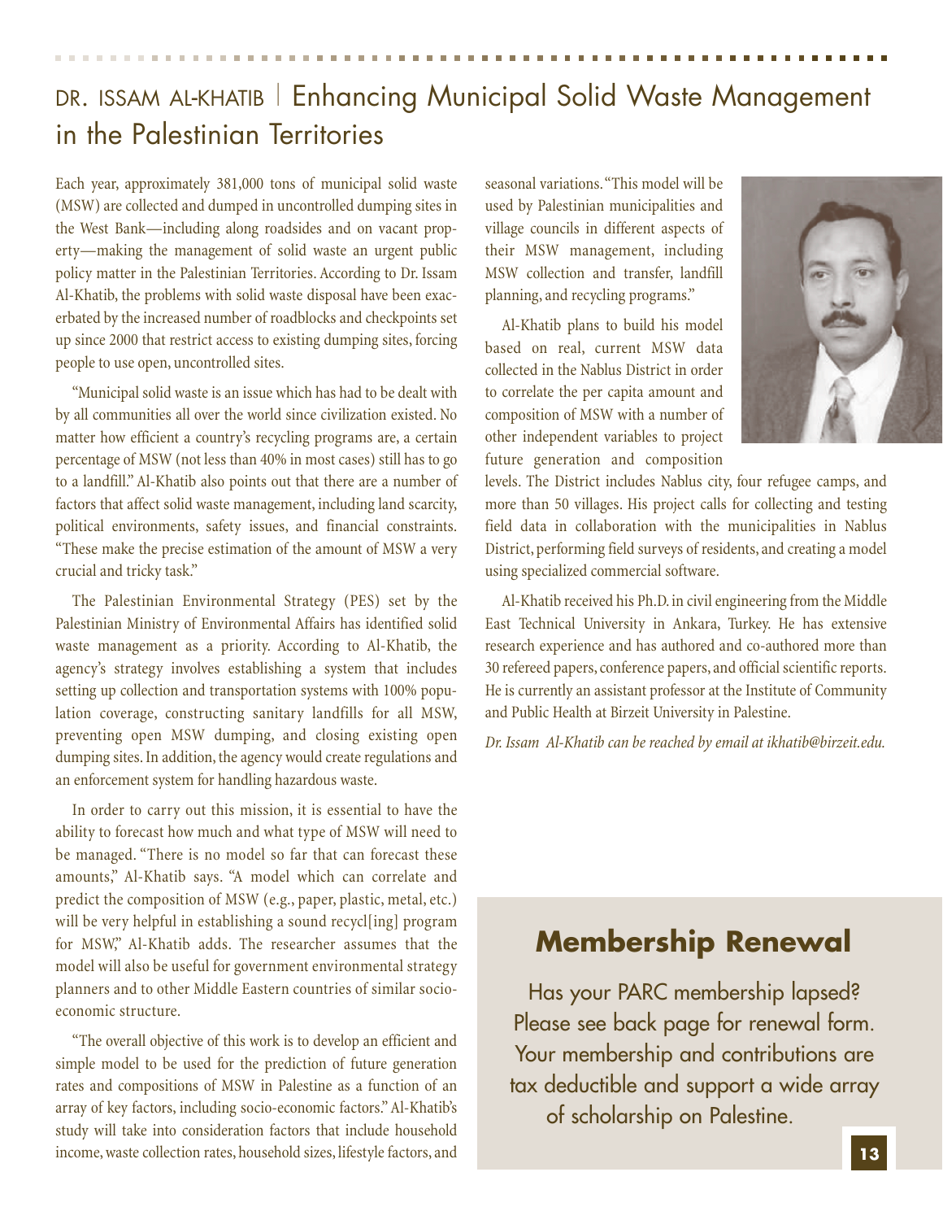# DR. ISSAM AL-KHATIB | Enhancing Municipal Solid Waste Management in the Palestinian Territories

Each year, approximately 381,000 tons of municipal solid waste (MSW) are collected and dumped in uncontrolled dumping sites in the West Bank—including along roadsides and on vacant property—making the management of solid waste an urgent public policy matter in the Palestinian Territories. According to Dr. Issam Al-Khatib, the problems with solid waste disposal have been exacerbated by the increased number of roadblocks and checkpoints set up since 2000 that restrict access to existing dumping sites, forcing people to use open, uncontrolled sites.

"Municipal solid waste is an issue which has had to be dealt with by all communities all over the world since civilization existed. No matter how efficient a country's recycling programs are, a certain percentage of MSW (not less than 40% in most cases) still has to go to a landfill." Al-Khatib also points out that there are a number of factors that affect solid waste management, including land scarcity, political environments, safety issues, and financial constraints. "These make the precise estimation of the amount of MSW a very crucial and tricky task."

The Palestinian Environmental Strategy (PES) set by the Palestinian Ministry of Environmental Affairs has identified solid waste management as a priority. According to Al-Khatib, the agency's strategy involves establishing a system that includes setting up collection and transportation systems with 100% population coverage, constructing sanitary landfills for all MSW, preventing open MSW dumping, and closing existing open dumping sites. In addition, the agency would create regulations and an enforcement system for handling hazardous waste.

In order to carry out this mission, it is essential to have the ability to forecast how much and what type of MSW will need to be managed. "There is no model so far that can forecast these amounts," Al-Khatib says. "A model which can correlate and predict the composition of MSW (e.g., paper, plastic, metal, etc.) will be very helpful in establishing a sound recycl[ing] program for MSW," Al-Khatib adds. The researcher assumes that the model will also be useful for government environmental strategy planners and to other Middle Eastern countries of similar socio-economic structure.

"The overall objective of this work is to develop an efficient and simple model to be used for the prediction of future generation rates and compositions of MSW in Palestine as a function of an array of key factors, including socio-economic factors." Al-Khatib's study will take into consideration factors that include household income, waste collection rates, household sizes, lifestyle factors, and seasonal variations. "This model will be used by Palestinian municipalities and village councils in different aspects of their MSW management, including MSW collection and transfer, landfill planning, and recycling programs."

Al-Khatib plans to build his model based on real, current MSW data collected in the Nablus District in order to correlate the per capita amount and composition of MSW with a number of other independent variables to project future generation and composition levels. The District includes Nablus city, four refugee camps, and more than 50 villages. His project calls for collecting and testing field data in collaboration with the municipalities in Nablus District, performing field surveys of residents, and creating a model using specialized commercial software.

Al-Khatib received his Ph.D. in civil engineering from the Middle East Technical University in Ankara, Turkey. He has extensive research experience and has authored and co-authored more than 30 refereed papers, conference papers, and official scientific reports. He is currently an assistant professor at the Institute of Community and Public Health at Birzeit University in Palestine.

*Dr. Issam Al-Khatib can be reached by email at ikhatib@birzeit.edu.*

## Membership Renewal

Has your PARC membership lapsed? Please see back page for renewal form. Your membership and contributions are tax deductible and support a wide array of scholarship on Palestine.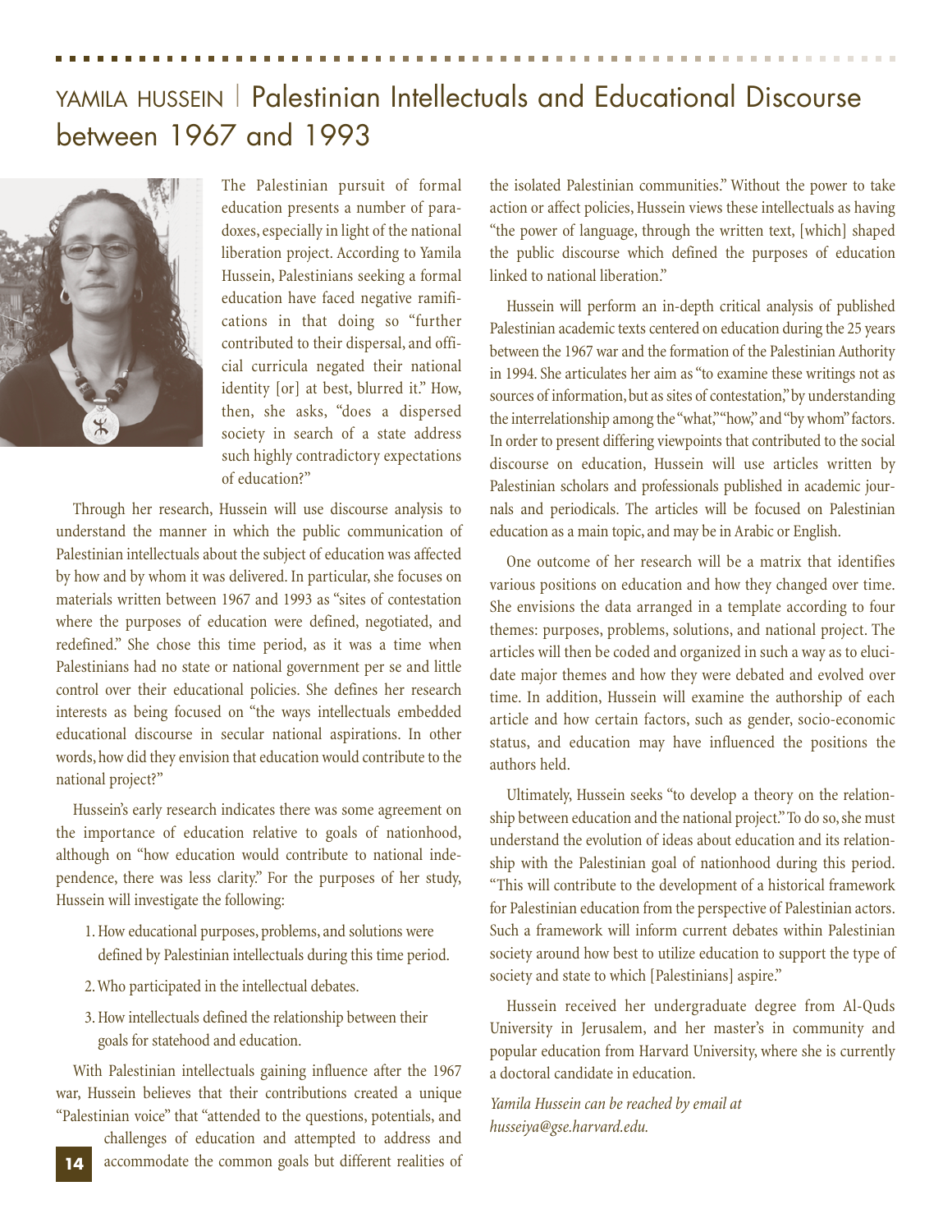# YAMILA HUSSEIN | Palestinian Intellectuals and Educational Discourse between 1967 and 1993

The Palestinian pursuit of formal education presents a number of paradoxes, especially in light of the national liberation project. According to Yamila Hussein, Palestinians seeking a formal education have faced negative ramifications in that doing so "further contributed to their dispersal, and official curricula negated their national identity [or] at best, blurred it." How, then, she asks, "does a dispersed society in search of a state address such highly contradictory expectations of education?"

Through her research, Hussein will use discourse analysis to understand the manner in which the public communication of Palestinian intellectuals about the subject of education was affected by how and by whom it was delivered. In particular, she focuses on materials written between 1967 and 1993 as "sites of contestation where the purposes of education were defined, negotiated, and redefined." She chose this time period, as it was a time when Palestinians had no state or national government per se and little control over their educational policies. She defines her research interests as being focused on "the ways intellectuals embedded educational discourse in secular national aspirations. In other words, how did they envision that education would contribute to the national project?"

Hussein's early research indicates there was some agreement on the importance of education relative to goals of nationhood, although on "how education would contribute to national independence, there was less clarity." For the purposes of her study, Hussein will investigate the following:

1. How educational purposes, problems, and solutions were defined by Palestinian intellectuals during this time period.
2. Who participated in the intellectual debates.
3. How intellectuals defined the relationship between their goals for statehood and education.

With Palestinian intellectuals gaining influence after the 1967 war, Hussein believes that their contributions created a unique "Palestinian voice" that "attended to the questions, potentials, and challenges of education and attempted to address and accommodate the common goals but different realities of the isolated Palestinian communities." Without the power to take action or affect policies, Hussein views these intellectuals as having "the power of language, through the written text, [which] shaped the public discourse which defined the purposes of education linked to national liberation."

Hussein will perform an in-depth critical analysis of published Palestinian academic texts centered on education during the 25 years between the 1967 war and the formation of the Palestinian Authority in 1994. She articulates her aim as "to examine these writings not as sources of information, but as sites of contestation," by understanding the interrelationship among the "what," "how," and "by whom" factors. In order to present differing viewpoints that contributed to the social discourse on education, Hussein will use articles written by Palestinian scholars and professionals published in academic journals and periodicals. The articles will be focused on Palestinian education as a main topic, and may be in Arabic or English.

One outcome of her research will be a matrix that identifies various positions on education and how they changed over time. She envisions the data arranged in a template according to four themes: purposes, problems, solutions, and national project. The articles will then be coded and organized in such a way as to elucidate major themes and how they were debated and evolved over time. In addition, Hussein will examine the authorship of each article and how certain factors, such as gender, socio-economic status, and education may have influenced the positions the authors held.

Ultimately, Hussein seeks "to develop a theory on the relationship between education and the national project." To do so, she must understand the evolution of ideas about education and its relationship with the Palestinian goal of nationhood during this period. "This will contribute to the development of a historical framework for Palestinian education from the perspective of Palestinian actors. Such a framework will inform current debates within Palestinian society around how best to utilize education to support the type of society and state to which [Palestinians] aspire."

Hussein received her undergraduate degree from Al-Quds University in Jerusalem, and her master's in community and popular education from Harvard University, where she is currently a doctoral candidate in education.

*Yamila Hussein can be reached by email at husseiya@gse.harvard.edu.*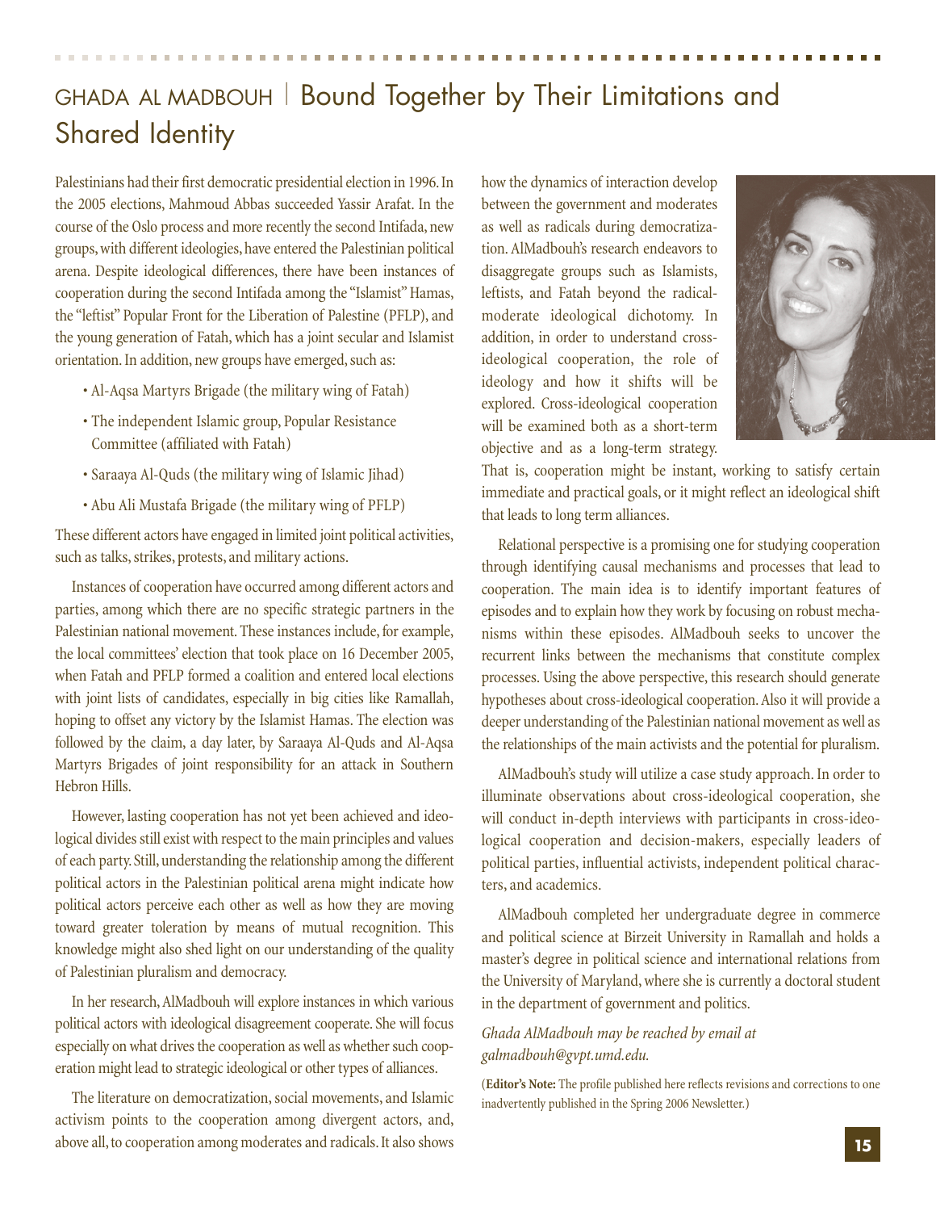# GHADA AL MADBOUH | Bound Together by Their Limitations and Shared Identity

Palestinians had their first democratic presidential election in 1996. In the 2005 elections, Mahmoud Abbas succeeded Yassir Arafat. In the course of the Oslo process and more recently the second Intifada, new groups, with different ideologies, have entered the Palestinian political arena. Despite ideological differences, there have been instances of cooperation during the second Intifada among the "Islamist" Hamas, the "leftist" Popular Front for the Liberation of Palestine (PFLP), and the young generation of Fatah, which has a joint secular and Islamist orientation. In addition, new groups have emerged, such as:

- Al-Aqsa Martyrs Brigade (the military wing of Fatah)
- The independent Islamic group, Popular Resistance Committee (affiliated with Fatah)
- Saraaya Al-Quds (the military wing of Islamic Jihad)
- Abu Ali Mustafa Brigade (the military wing of PFLP)

These different actors have engaged in limited joint political activities, such as talks, strikes, protests, and military actions.

Instances of cooperation have occurred among different actors and parties, among which there are no specific strategic partners in the Palestinian national movement. These instances include, for example, the local committees' election that took place on 16 December 2005, when Fatah and PFLP formed a coalition and entered local elections with joint lists of candidates, especially in big cities like Ramallah, hoping to offset any victory by the Islamist Hamas. The election was followed by the claim, a day later, by Saraaya Al-Quds and Al-Aqsa Martyrs Brigades of joint responsibility for an attack in Southern Hebron Hills.

However, lasting cooperation has not yet been achieved and ideological divides still exist with respect to the main principles and values of each party. Still, understanding the relationship among the different political actors in the Palestinian political arena might indicate how political actors perceive each other as well as how they are moving toward greater toleration by means of mutual recognition. This knowledge might also shed light on our understanding of the quality of Palestinian pluralism and democracy.

In her research, AlMadbouh will explore instances in which various political actors with ideological disagreement cooperate. She will focus especially on what drives the cooperation as well as whether such cooperation might lead to strategic ideological or other types of alliances.

The literature on democratization, social movements, and Islamic activism points to the cooperation among divergent actors, and, above all, to cooperation among moderates and radicals. It also shows how the dynamics of interaction develop between the government and moderates as well as radicals during democratization. AlMadbouh's research endeavors to disaggregate groups such as Islamists, leftists, and Fatah beyond the radical-moderate ideological dichotomy. In addition, in order to understand cross-ideological cooperation, the role of ideology and how it shifts will be explored. Cross-ideological cooperation will be examined both as a short-term objective and as a long-term strategy. That is, cooperation might be instant, working to satisfy certain immediate and practical goals, or it might reflect an ideological shift that leads to long term alliances.

Relational perspective is a promising one for studying cooperation through identifying causal mechanisms and processes that lead to cooperation. The main idea is to identify important features of episodes and to explain how they work by focusing on robust mechanisms within these episodes. AlMadbouh seeks to uncover the recurrent links between the mechanisms that constitute complex processes. Using the above perspective, this research should generate hypotheses about cross-ideological cooperation. Also it will provide a deeper understanding of the Palestinian national movement as well as the relationships of the main activists and the potential for pluralism.

AlMadbouh's study will utilize a case study approach. In order to illuminate observations about cross-ideological cooperation, she will conduct in-depth interviews with participants in cross-ideological cooperation and decision-makers, especially leaders of political parties, influential activists, independent political characters, and academics.

AlMadbouh completed her undergraduate degree in commerce and political science at Birzeit University in Ramallah and holds a master's degree in political science and international relations from the University of Maryland, where she is currently a doctoral student in the department of government and politics.

*Ghada AlMadbouh may be reached by email at galmadbouh@gvpt.umd.edu.*

(**Editor's Note:** The profile published here reflects revisions and corrections to one inadvertently published in the Spring 2006 Newsletter.)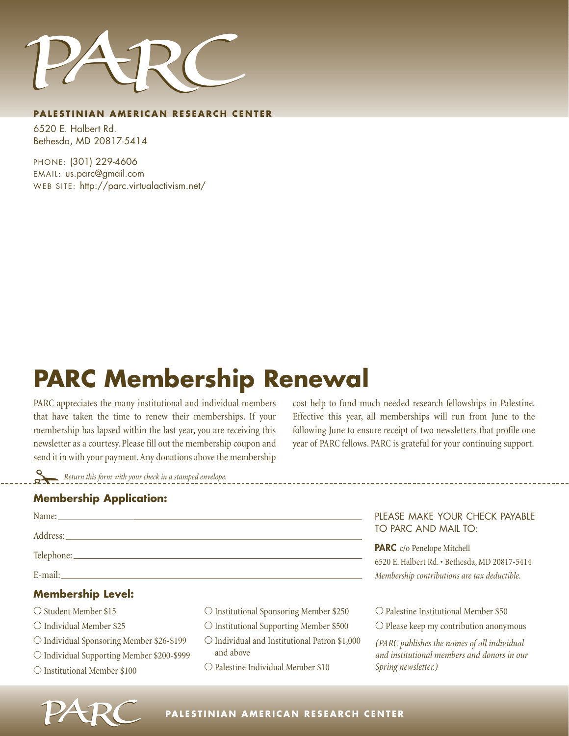# PARC

**PALESTINIAN AMERICAN RESEARCH CENTER**

6520 E. Halbert Rd.
Bethesda, MD 20817-5414

PHONE: (301) 229-4606
EMAIL: us.parc@gmail.com
WEB SITE: http://parc.virtualactivism.net/

# PARC Membership Renewal

PARC appreciates the many institutional and individual members that have taken the time to renew their memberships. If your membership has lapsed within the last year, you are receiving this newsletter as a courtesy. Please fill out the membership coupon and send it in with your payment. Any donations above the membership cost help to fund much needed research fellowships in Palestine. Effective this year, all memberships will run from June to the following June to ensure receipt of two newsletters that profile one year of PARC fellows. PARC is grateful for your continuing support.

*Return this form with your check in a stamped envelope.*

## Membership Application:

Name: ______________________________

Address: ______________________________

Telephone: ______________________________

E-mail: ______________________________

PLEASE MAKE YOUR CHECK PAYABLE TO PARC AND MAIL TO:

**PARC** c/o Penelope Mitchell
6520 E. Halbert Rd. • Bethesda, MD 20817-5414
*Membership contributions are tax deductible.*

## Membership Level:

- ○ Student Member $15
- ○ Individual Member $25
- ○ Individual Sponsoring Member $26-$199
- ○ Individual Supporting Member $200-$999
- ○ Institutional Member $100
- ○ Institutional Sponsoring Member $250
- ○ Institutional Supporting Member $500
- ○ Individual and Institutional Patron $1,000 and above
- ○ Palestine Individual Member $10
- ○ Palestine Institutional Member $50
- ○ Please keep my contribution anonymous

*(PARC publishes the names of all individual and institutional members and donors in our Spring newsletter.)*